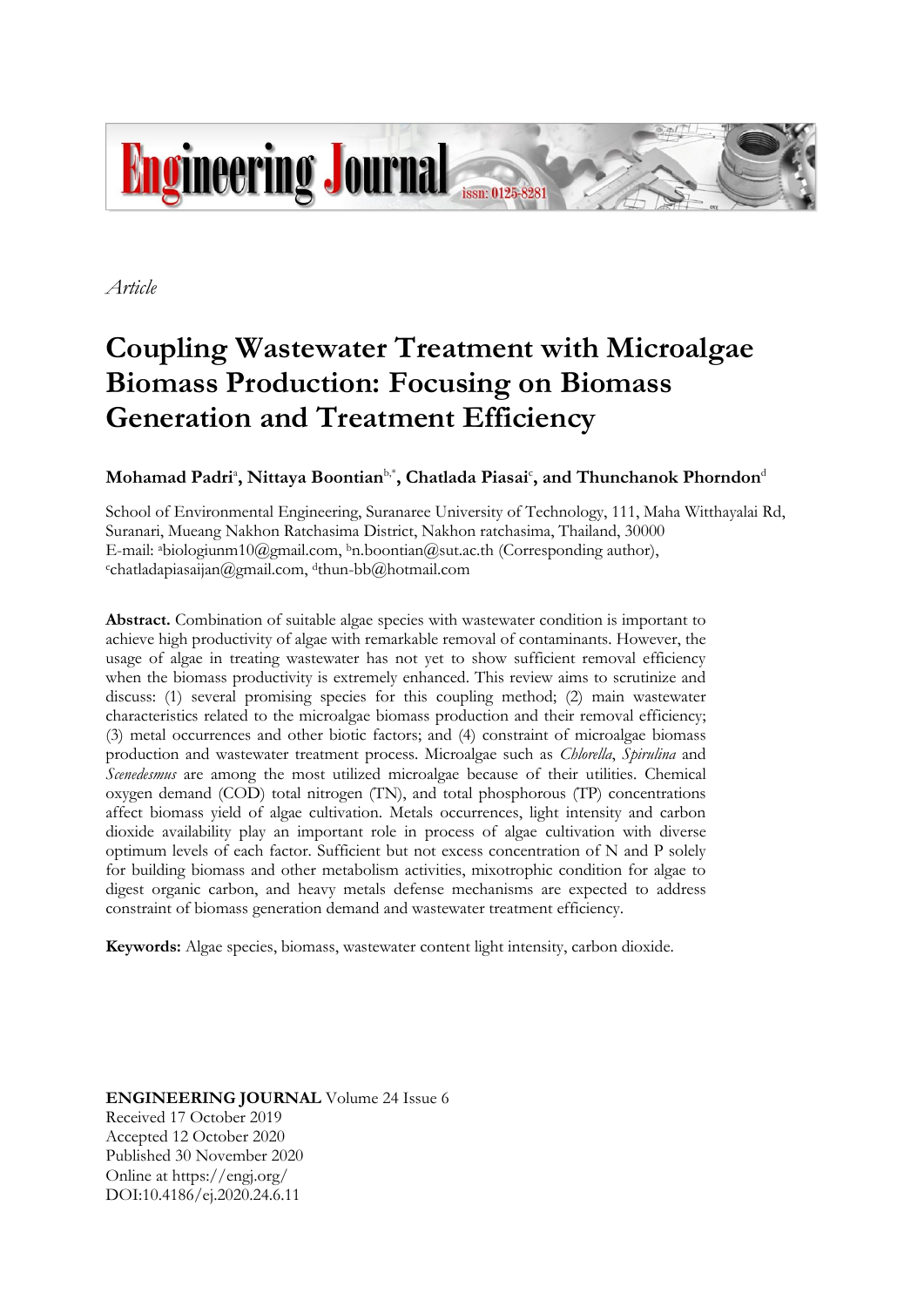*Article*

# Coupling Wastewater Treatment with Microalgae Biomass Production: Focusing on Biomass Generation and Treatment Efficiency

**Mohamad Padri[a], Nittaya Boontian[b,*], Chatlada Piasai[c], and Thunchanok Phorndon[d]**

School of Environmental Engineering, Suranaree University of Technology, 111, Maha Witthayalai Rd, Suranari, Mueang Nakhon Ratchasima District, Nakhon ratchasima, Thailand, 30000
E-mail: [a]biologiunm10@gmail.com, [b]n.boontian@sut.ac.th (Corresponding author), [c]chatladapiasaijan@gmail.com, [d]thun-bb@hotmail.com

**Abstract.** Combination of suitable algae species with wastewater condition is important to achieve high productivity of algae with remarkable removal of contaminants. However, the usage of algae in treating wastewater has not yet to show sufficient removal efficiency when the biomass productivity is extremely enhanced. This review aims to scrutinize and discuss: (1) several promising species for this coupling method; (2) main wastewater characteristics related to the microalgae biomass production and their removal efficiency; (3) metal occurrences and other biotic factors; and (4) constraint of microalgae biomass production and wastewater treatment process. Microalgae such as *Chlorella*, *Spirulina* and *Scenedesmus* are among the most utilized microalgae because of their utilities. Chemical oxygen demand (COD) total nitrogen (TN), and total phosphorous (TP) concentrations affect biomass yield of algae cultivation. Metals occurrences, light intensity and carbon dioxide availability play an important role in process of algae cultivation with diverse optimum levels of each factor. Sufficient but not excess concentration of N and P solely for building biomass and other metabolism activities, mixotrophic condition for algae to digest organic carbon, and heavy metals defense mechanisms are expected to address constraint of biomass generation demand and wastewater treatment efficiency.

**Keywords:** Algae species, biomass, wastewater content light intensity, carbon dioxide.

**ENGINEERING JOURNAL** Volume 24 Issue 6
Received 17 October 2019
Accepted 12 October 2020
Published 30 November 2020
Online at https://engj.org/
DOI:10.4186/ej.2020.24.6.11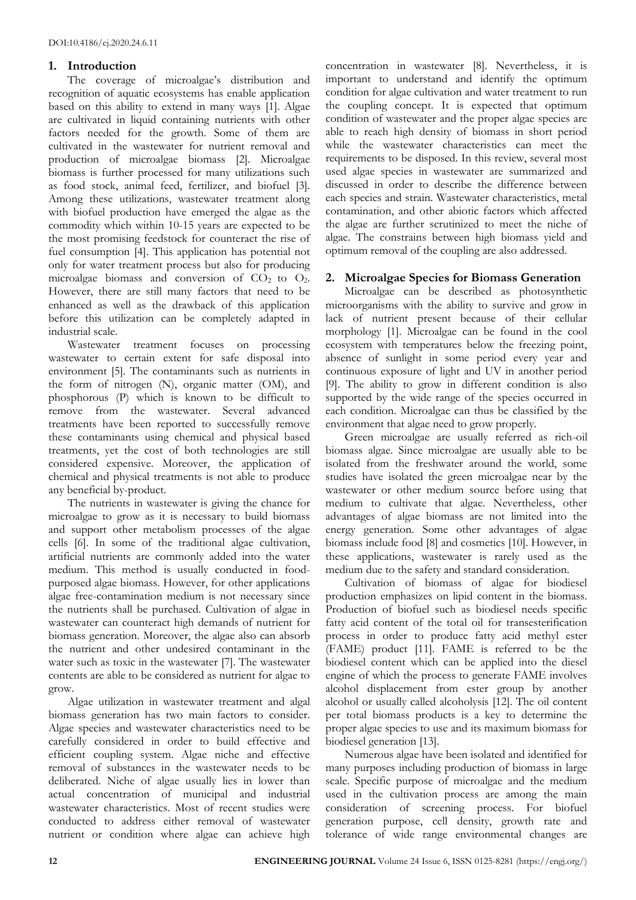## 1. Introduction

The coverage of microalgae's distribution and recognition of aquatic ecosystems has enable application based on this ability to extend in many ways [1]. Algae are cultivated in liquid containing nutrients with other factors needed for the growth. Some of them are cultivated in the wastewater for nutrient removal and production of microalgae biomass [2]. Microalgae biomass is further processed for many utilizations such as food stock, animal feed, fertilizer, and biofuel [3]. Among these utilizations, wastewater treatment along with biofuel production have emerged the algae as the commodity which within 10-15 years are expected to be the most promising feedstock for counteract the rise of fuel consumption [4]. This application has potential not only for water treatment process but also for producing microalgae biomass and conversion of $CO_2$ to $O_2$. However, there are still many factors that need to be enhanced as well as the drawback of this application before this utilization can be completely adapted in industrial scale.

Wastewater treatment focuses on processing wastewater to certain extent for safe disposal into environment [5]. The contaminants such as nutrients in the form of nitrogen (N), organic matter (OM), and phosphorous (P) which is known to be difficult to remove from the wastewater. Several advanced treatments have been reported to successfully remove these contaminants using chemical and physical based treatments, yet the cost of both technologies are still considered expensive. Moreover, the application of chemical and physical treatments is not able to produce any beneficial by-product.

The nutrients in wastewater is giving the chance for microalgae to grow as it is necessary to build biomass and support other metabolism processes of the algae cells [6]. In some of the traditional algae cultivation, artificial nutrients are commonly added into the water medium. This method is usually conducted in food-purposed algae biomass. However, for other applications algae free-contamination medium is not necessary since the nutrients shall be purchased. Cultivation of algae in wastewater can counteract high demands of nutrient for biomass generation. Moreover, the algae also can absorb the nutrient and other undesired contaminant in the water such as toxic in the wastewater [7]. The wastewater contents are able to be considered as nutrient for algae to grow.

Algae utilization in wastewater treatment and algal biomass generation has two main factors to consider. Algae species and wastewater characteristics need to be carefully considered in order to build effective and efficient coupling system. Algae niche and effective removal of substances in the wastewater needs to be deliberated. Niche of algae usually lies in lower than actual concentration of municipal and industrial wastewater characteristics. Most of recent studies were conducted to address either removal of wastewater nutrient or condition where algae can achieve high concentration in wastewater [8]. Nevertheless, it is important to understand and identify the optimum condition for algae cultivation and water treatment to run the coupling concept. It is expected that optimum condition of wastewater and the proper algae species are able to reach high density of biomass in short period while the wastewater characteristics can meet the requirements to be disposed. In this review, several most used algae species in wastewater are summarized and discussed in order to describe the difference between each species and strain. Wastewater characteristics, metal contamination, and other abiotic factors which affected the algae are further scrutinized to meet the niche of algae. The constrains between high biomass yield and optimum removal of the coupling are also addressed.

## 2. Microalgae Species for Biomass Generation

Microalgae can be described as photosynthetic microorganisms with the ability to survive and grow in lack of nutrient present because of their cellular morphology [1]. Microalgae can be found in the cool ecosystem with temperatures below the freezing point, absence of sunlight in some period every year and continuous exposure of light and UV in another period [9]. The ability to grow in different condition is also supported by the wide range of the species occurred in each condition. Microalgae can thus be classified by the environment that algae need to grow properly.

Green microalgae are usually referred as rich-oil biomass algae. Since microalgae are usually able to be isolated from the freshwater around the world, some studies have isolated the green microalgae near by the wastewater or other medium source before using that medium to cultivate that algae. Nevertheless, other advantages of algae biomass are not limited into the energy generation. Some other advantages of algae biomass include food [8] and cosmetics [10]. However, in these applications, wastewater is rarely used as the medium due to the safety and standard consideration.

Cultivation of biomass of algae for biodiesel production emphasizes on lipid content in the biomass. Production of biofuel such as biodiesel needs specific fatty acid content of the total oil for transesterification process in order to produce fatty acid methyl ester (FAME) product [11]. FAME is referred to be the biodiesel content which can be applied into the diesel engine of which the process to generate FAME involves alcohol displacement from ester group by another alcohol or usually called alcoholysis [12]. The oil content per total biomass products is a key to determine the proper algae species to use and its maximum biomass for biodiesel generation [13].

Numerous algae have been isolated and identified for many purposes including production of biomass in large scale. Specific purpose of microalgae and the medium used in the cultivation process are among the main consideration of screening process. For biofuel generation purpose, cell density, growth rate and tolerance of wide range environmental changes are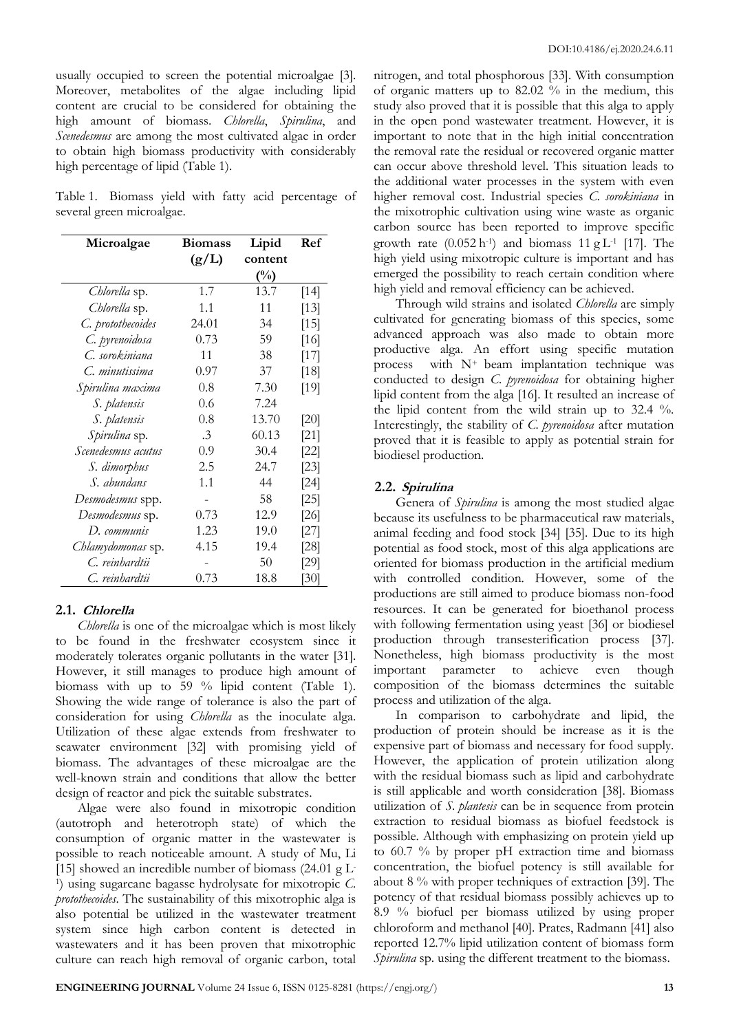usually occupied to screen the potential microalgae [3]. Moreover, metabolites of the algae including lipid content are crucial to be considered for obtaining the high amount of biomass. *Chlorella*, *Spirulina*, and *Scenedesmus* are among the most cultivated algae in order to obtain high biomass productivity with considerably high percentage of lipid (Table 1).

Table 1. Biomass yield with fatty acid percentage of several green microalgae.

| Microalgae | Biomass (g/L) | Lipid content (%) | Ref |
|---|---|---|---|
| *Chlorella* sp. | 1.7 | 13.7 | [14] |
| *Chlorella* sp. | 1.1 | 11 | [13] |
| *C. protothecoides* | 24.01 | 34 | [15] |
| *C. pyrenoidosa* | 0.73 | 59 | [16] |
| *C. sorokiniana* | 11 | 38 | [17] |
| *C. minutissima* | 0.97 | 37 | [18] |
| *Spirulina maxima* | 0.8 | 7.30 | [19] |
| *S. platensis* | 0.6 | 7.24 | |
| *S. platensis* | 0.8 | 13.70 | [20] |
| *Spirulina* sp. | .3 | 60.13 | [21] |
| *Scenedesmus acutus* | 0.9 | 30.4 | [22] |
| *S. dimorphus* | 2.5 | 24.7 | [23] |
| *S. abundans* | 1.1 | 44 | [24] |
| *Desmodesmus* spp. | - | 58 | [25] |
| *Desmodesmus* sp. | 0.73 | 12.9 | [26] |
| *D. communis* | 1.23 | 19.0 | [27] |
| *Chlamydomonas* sp. | 4.15 | 19.4 | [28] |
| *C. reinhardtii* | - | 50 | [29] |
| *C. reinhardtii* | 0.73 | 18.8 | [30] |

### 2.1. *Chlorella*

*Chlorella* is one of the microalgae which is most likely to be found in the freshwater ecosystem since it moderately tolerates organic pollutants in the water [31]. However, it still manages to produce high amount of biomass with up to 59 % lipid content (Table 1). Showing the wide range of tolerance is also the part of consideration for using *Chlorella* as the inoculate alga. Utilization of these algae extends from freshwater to seawater environment [32] with promising yield of biomass. The advantages of these microalgae are the well-known strain and conditions that allow the better design of reactor and pick the suitable substrates.

Algae were also found in mixotropic condition (autotroph and heterotroph state) of which the consumption of organic matter in the wastewater is possible to reach noticeable amount. A study of Mu, Li [15] showed an incredible number of biomass (24.01 g $L^{-1}$) using sugarcane bagasse hydrolysate for mixotropic *C. protothecoides*. The sustainability of this mixotrophic alga is also potential be utilized in the wastewater treatment system since high carbon content is detected in wastewaters and it has been proven that mixotrophic culture can reach high removal of organic carbon, total nitrogen, and total phosphorous [33]. With consumption of organic matters up to 82.02 % in the medium, this study also proved that it is possible that this alga to apply in the open pond wastewater treatment. However, it is important to note that in the high initial concentration the removal rate the residual or recovered organic matter can occur above threshold level. This situation leads to the additional water processes in the system with even higher removal cost. Industrial species *C. sorokiniana* in the mixotrophic cultivation using wine waste as organic carbon source has been reported to improve specific growth rate (0.052 $h^{-1}$) and biomass 11 g $L^{-1}$ [17]. The high yield using mixotropic culture is important and has emerged the possibility to reach certain condition where high yield and removal efficiency can be achieved.

Through wild strains and isolated *Chlorella* are simply cultivated for generating biomass of this species, some advanced approach was also made to obtain more productive alga. An effort using specific mutation process with $N^+$ beam implantation technique was conducted to design *C. pyrenoidosa* for obtaining higher lipid content from the alga [16]. It resulted an increase of the lipid content from the wild strain up to 32.4 %. Interestingly, the stability of *C. pyrenoidosa* after mutation proved that it is feasible to apply as potential strain for biodiesel production.

### 2.2. *Spirulina*

Genera of *Spirulina* is among the most studied algae because its usefulness to be pharmaceutical raw materials, animal feeding and food stock [34] [35]. Due to its high potential as food stock, most of this alga applications are oriented for biomass production in the artificial medium with controlled condition. However, some of the productions are still aimed to produce biomass non-food resources. It can be generated for bioethanol process with following fermentation using yeast [36] or biodiesel production through transesterification process [37]. Nonetheless, high biomass productivity is the most important parameter to achieve even though composition of the biomass determines the suitable process and utilization of the alga.

In comparison to carbohydrate and lipid, the production of protein should be increase as it is the expensive part of biomass and necessary for food supply. However, the application of protein utilization along with the residual biomass such as lipid and carbohydrate is still applicable and worth consideration [38]. Biomass utilization of *S. plantesis* can be in sequence from protein extraction to residual biomass as biofuel feedstock is possible. Although with emphasizing on protein yield up to 60.7 % by proper pH extraction time and biomass concentration, the biofuel potency is still available for about 8 % with proper techniques of extraction [39]. The potency of that residual biomass possibly achieves up to 8.9 % biofuel per biomass utilized by using proper chloroform and methanol [40]. Prates, Radmann [41] also reported 12.7% lipid utilization content of biomass form *Spirulina* sp. using the different treatment to the biomass.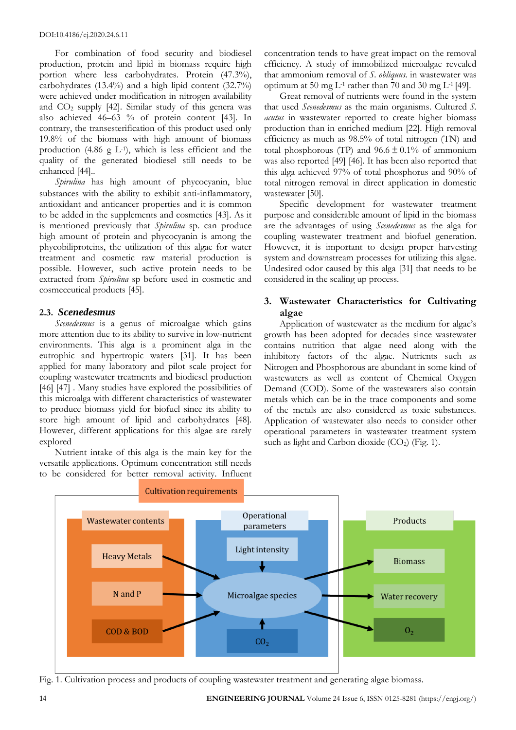For combination of food security and biodiesel production, protein and lipid in biomass require high portion where less carbohydrates. Protein (47.3%), carbohydrates (13.4%) and a high lipid content (32.7%) were achieved under modification in nitrogen availability and $CO_2$ supply [42]. Similar study of this genera was also achieved 46–63 % of protein content [43]. In contrary, the transesterification of this product used only 19.8% of the biomass with high amount of biomass production (4.86 g $L^{-1}$), which is less efficient and the quality of the generated biodiesel still needs to be enhanced [44]..

*Spirulina* has high amount of phycocyanin, blue substances with the ability to exhibit anti-inflammatory, antioxidant and anticancer properties and it is common to be added in the supplements and cosmetics [43]. As it is mentioned previously that *Spirulina* sp. can produce high amount of protein and phycocyanin is among the phycobiliproteins, the utilization of this algae for water treatment and cosmetic raw material production is possible. However, such active protein needs to be extracted from *Spirulina* sp before used in cosmetic and cosmeceutical products [45].

### 2.3. *Scenedesmus*

*Scenedesmus* is a genus of microalgae which gains more attention due to its ability to survive in low-nutrient environments. This alga is a prominent alga in the eutrophic and hypertropic waters [31]. It has been applied for many laboratory and pilot scale project for coupling wastewater treatments and biodiesel production [46] [47] . Many studies have explored the possibilities of this microalga with different characteristics of wastewater to produce biomass yield for biofuel since its ability to store high amount of lipid and carbohydrates [48]. However, different applications for this algae are rarely explored

Nutrient intake of this alga is the main key for the versatile applications. Optimum concentration still needs to be considered for better removal activity. Influent concentration tends to have great impact on the removal efficiency. A study of immobilized microalgae revealed that ammonium removal of *S. obliquus*. in wastewater was optimum at 50 mg $L^{-1}$ rather than 70 and 30 mg $L^{-1}$ [49].

Great removal of nutrients were found in the system that used *Scenedesmus* as the main organisms. Cultured *S. acutus* in wastewater reported to create higher biomass production than in enriched medium [22]. High removal efficiency as much as 98.5% of total nitrogen (TN) and total phosphorous (TP) and 96.6 ± 0.1% of ammonium was also reported [49] [46]. It has been also reported that this alga achieved 97% of total phosphorus and 90% of total nitrogen removal in direct application in domestic wastewater [50].

Specific development for wastewater treatment purpose and considerable amount of lipid in the biomass are the advantages of using *Scenedesmus* as the alga for coupling wastewater treatment and biofuel generation. However, it is important to design proper harvesting system and downstream processes for utilizing this algae. Undesired odor caused by this alga [31] that needs to be considered in the scaling up process.

## 3. Wastewater Characteristics for Cultivating algae

Application of wastewater as the medium for algae's growth has been adopted for decades since wastewater contains nutrition that algae need along with the inhibitory factors of the algae. Nutrients such as Nitrogen and Phosphorous are abundant in some kind of wastewaters as well as content of Chemical Oxygen Demand (COD). Some of the wastewaters also contain metals which can be in the trace components and some of the metals are also considered as toxic substances. Application of wastewater also needs to consider other operational parameters in wastewater treatment system such as light and Carbon dioxide ($CO_2$) (Fig. 1).

Fig. 1. Cultivation process and products of coupling wastewater treatment and generating algae biomass.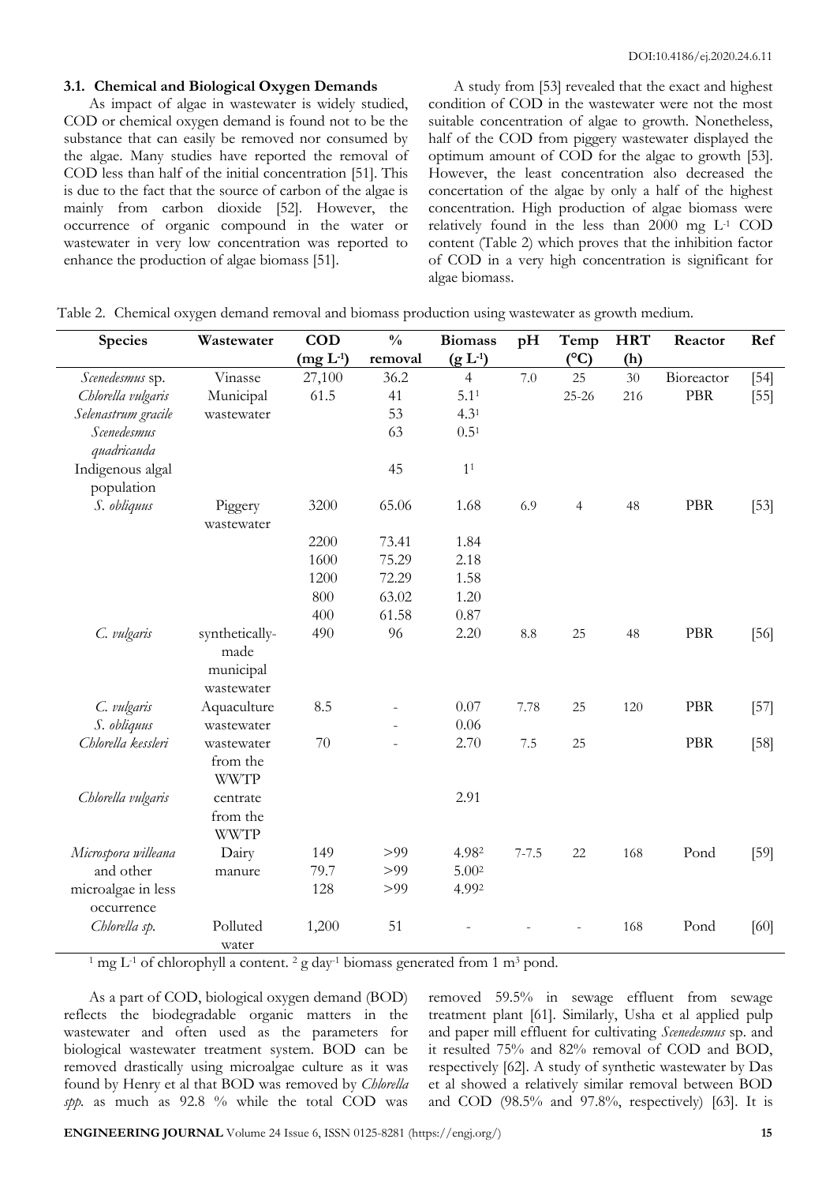### 3.1. Chemical and Biological Oxygen Demands

As impact of algae in wastewater is widely studied, COD or chemical oxygen demand is found not to be the substance that can easily be removed nor consumed by the algae. Many studies have reported the removal of COD less than half of the initial concentration [51]. This is due to the fact that the source of carbon of the algae is mainly from carbon dioxide [52]. However, the occurrence of organic compound in the water or wastewater in very low concentration was reported to enhance the production of algae biomass [51].

A study from [53] revealed that the exact and highest condition of COD in the wastewater were not the most suitable concentration of algae to growth. Nonetheless, half of the COD from piggery wastewater displayed the optimum amount of COD for the algae to growth [53]. However, the least concentration also decreased the concertation of the algae by only a half of the highest concentration. High production of algae biomass were relatively found in the less than 2000 mg $L^{-1}$ COD content (Table 2) which proves that the inhibition factor of COD in a very high concentration is significant for algae biomass.

Table 2. Chemical oxygen demand removal and biomass production using wastewater as growth medium.

| Species | Wastewater | COD (mg $L^{-1}$) | % removal | Biomass (g $L^{-1}$) | pH | Temp (°C) | HRT (h) | Reactor | Ref |
|---|---|---|---|---|---|---|---|---|---|
| *Scenedesmus* sp. | Vinasse | 27,100 | 36.2 | 4 | 7.0 | 25 | 30 | Bioreactor | [54] |
| *Chlorella vulgaris* | Municipal wastewater | 61.5 | 41 | 5.1[1] | | 25-26 | 216 | PBR | [55] |
| *Selenastrum gracile* | | | 53 | 4.3[1] | | | | | |
| *Scenedesmus quadricauda* | | | 63 | 0.5[1] | | | | | |
| Indigenous algal population | | | 45 | 1[1] | | | | | |
| *S. obliquus* | Piggery wastewater | 3200 | 65.06 | 1.68 | 6.9 | 4 | 48 | PBR | [53] |
| | | 2200 | 73.41 | 1.84 | | | | | |
| | | 1600 | 75.29 | 2.18 | | | | | |
| | | 1200 | 72.29 | 1.58 | | | | | |
| | | 800 | 63.02 | 1.20 | | | | | |
| | | 400 | 61.58 | 0.87 | | | | | |
| *C. vulgaris* | synthetically-made municipal wastewater | 490 | 96 | 2.20 | 8.8 | 25 | 48 | PBR | [56] |
| *C. vulgaris* | Aquaculture wastewater | 8.5 | - | 0.07 | 7.78 | 25 | 120 | PBR | [57] |
| *S. obliquus* | | | - | 0.06 | | | | | |
| *Chlorella kessleri* | wastewater from the WWTP | 70 | - | 2.70 | 7.5 | 25 | | PBR | [58] |
| *Chlorella vulgaris* | centrate from the WWTP | | | 2.91 | | | | | |
| *Microspora willeana* and other microalgae in less occurrence | Dairy manure | 149 | >99 | 4.98[2] | 7-7.5 | 22 | 168 | Pond | [59] |
| | | 79.7 | >99 | 5.00[2] | | | | | |
| | | 128 | >99 | 4.99[2] | | | | | |
| *Chlorella sp.* | Polluted water | 1,200 | 51 | - | - | - | 168 | Pond | [60] |

[1] mg $L^{-1}$ of chlorophyll a content. [2] g $day^{-1}$ biomass generated from 1 $m^3$ pond.

As a part of COD, biological oxygen demand (BOD) reflects the biodegradable organic matters in the wastewater and often used as the parameters for biological wastewater treatment system. BOD can be removed drastically using microalgae culture as it was found by Henry et al that BOD was removed by *Chlorella spp.* as much as 92.8 % while the total COD was removed 59.5% in sewage effluent from sewage treatment plant [61]. Similarly, Usha et al applied pulp and paper mill effluent for cultivating *Scenedesmus* sp. and it resulted 75% and 82% removal of COD and BOD, respectively [62]. A study of synthetic wastewater by Das et al showed a relatively similar removal between BOD and COD (98.5% and 97.8%, respectively) [63]. It is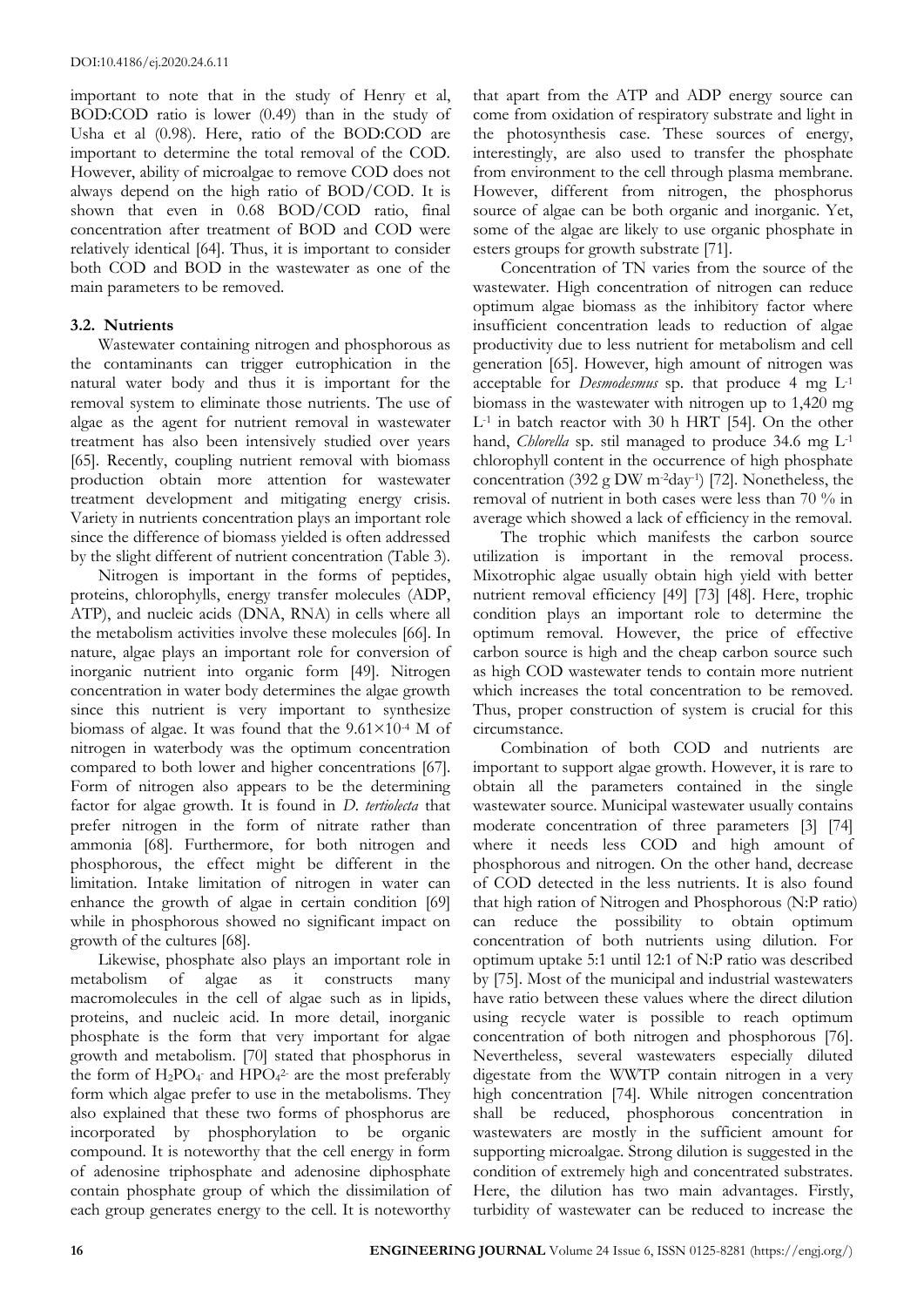important to note that in the study of Henry et al, BOD:COD ratio is lower (0.49) than in the study of Usha et al (0.98). Here, ratio of the BOD:COD are important to determine the total removal of the COD. However, ability of microalgae to remove COD does not always depend on the high ratio of BOD/COD. It is shown that even in 0.68 BOD/COD ratio, final concentration after treatment of BOD and COD were relatively identical [64]. Thus, it is important to consider both COD and BOD in the wastewater as one of the main parameters to be removed.

### 3.2. Nutrients

Wastewater containing nitrogen and phosphorous as the contaminants can trigger eutrophication in the natural water body and thus it is important for the removal system to eliminate those nutrients. The use of algae as the agent for nutrient removal in wastewater treatment has also been intensively studied over years [65]. Recently, coupling nutrient removal with biomass production obtain more attention for wastewater treatment development and mitigating energy crisis. Variety in nutrients concentration plays an important role since the difference of biomass yielded is often addressed by the slight different of nutrient concentration (Table 3).

Nitrogen is important in the forms of peptides, proteins, chlorophylls, energy transfer molecules (ADP, ATP), and nucleic acids (DNA, RNA) in cells where all the metabolism activities involve these molecules [66]. In nature, algae plays an important role for conversion of inorganic nutrient into organic form [49]. Nitrogen concentration in water body determines the algae growth since this nutrient is very important to synthesize biomass of algae. It was found that the $9.61 \times 10^{-4}$ M of nitrogen in waterbody was the optimum concentration compared to both lower and higher concentrations [67]. Form of nitrogen also appears to be the determining factor for algae growth. It is found in *D. tertiolecta* that prefer nitrogen in the form of nitrate rather than ammonia [68]. Furthermore, for both nitrogen and phosphorous, the effect might be different in the limitation. Intake limitation of nitrogen in water can enhance the growth of algae in certain condition [69] while in phosphorous showed no significant impact on growth of the cultures [68].

Likewise, phosphate also plays an important role in metabolism of algae as it constructs many macromolecules in the cell of algae such as in lipids, proteins, and nucleic acid. In more detail, inorganic phosphate is the form that very important for algae growth and metabolism. [70] stated that phosphorus in the form of $H_2PO_4^-$ and $HPO_4^{2-}$ are the most preferably form which algae prefer to use in the metabolisms. They also explained that these two forms of phosphorus are incorporated by phosphorylation to be organic compound. It is noteworthy that the cell energy in form of adenosine triphosphate and adenosine diphosphate contain phosphate group of which the dissimilation of each group generates energy to the cell. It is noteworthy that apart from the ATP and ADP energy source can come from oxidation of respiratory substrate and light in the photosynthesis case. These sources of energy, interestingly, are also used to transfer the phosphate from environment to the cell through plasma membrane. However, different from nitrogen, the phosphorus source of algae can be both organic and inorganic. Yet, some of the algae are likely to use organic phosphate in esters groups for growth substrate [71].

Concentration of TN varies from the source of the wastewater. High concentration of nitrogen can reduce optimum algae biomass as the inhibitory factor where insufficient concentration leads to reduction of algae productivity due to less nutrient for metabolism and cell generation [65]. However, high amount of nitrogen was acceptable for *Desmodesmus* sp. that produce 4 mg $L^{-1}$ biomass in the wastewater with nitrogen up to 1,420 mg $L^{-1}$ in batch reactor with 30 h HRT [54]. On the other hand, *Chlorella* sp. stil managed to produce 34.6 mg $L^{-1}$ chlorophyll content in the occurrence of high phosphate concentration (392 g DW $m^{-2}day^{-1}$) [72]. Nonetheless, the removal of nutrient in both cases were less than 70 % in average which showed a lack of efficiency in the removal.

The trophic which manifests the carbon source utilization is important in the removal process. Mixotrophic algae usually obtain high yield with better nutrient removal efficiency [49] [73] [48]. Here, trophic condition plays an important role to determine the optimum removal. However, the price of effective carbon source is high and the cheap carbon source such as high COD wastewater tends to contain more nutrient which increases the total concentration to be removed. Thus, proper construction of system is crucial for this circumstance.

Combination of both COD and nutrients are important to support algae growth. However, it is rare to obtain all the parameters contained in the single wastewater source. Municipal wastewater usually contains moderate concentration of three parameters [3] [74] where it needs less COD and high amount of phosphorous and nitrogen. On the other hand, decrease of COD detected in the less nutrients. It is also found that high ration of Nitrogen and Phosphorous (N:P ratio) can reduce the possibility to obtain optimum concentration of both nutrients using dilution. For optimum uptake 5:1 until 12:1 of N:P ratio was described by [75]. Most of the municipal and industrial wastewaters have ratio between these values where the direct dilution using recycle water is possible to reach optimum concentration of both nitrogen and phosphorous [76]. Nevertheless, several wastewaters especially diluted digestate from the WWTP contain nitrogen in a very high concentration [74]. While nitrogen concentration shall be reduced, phosphorous concentration in wastewaters are mostly in the sufficient amount for supporting microalgae. Strong dilution is suggested in the condition of extremely high and concentrated substrates. Here, the dilution has two main advantages. Firstly, turbidity of wastewater can be reduced to increase the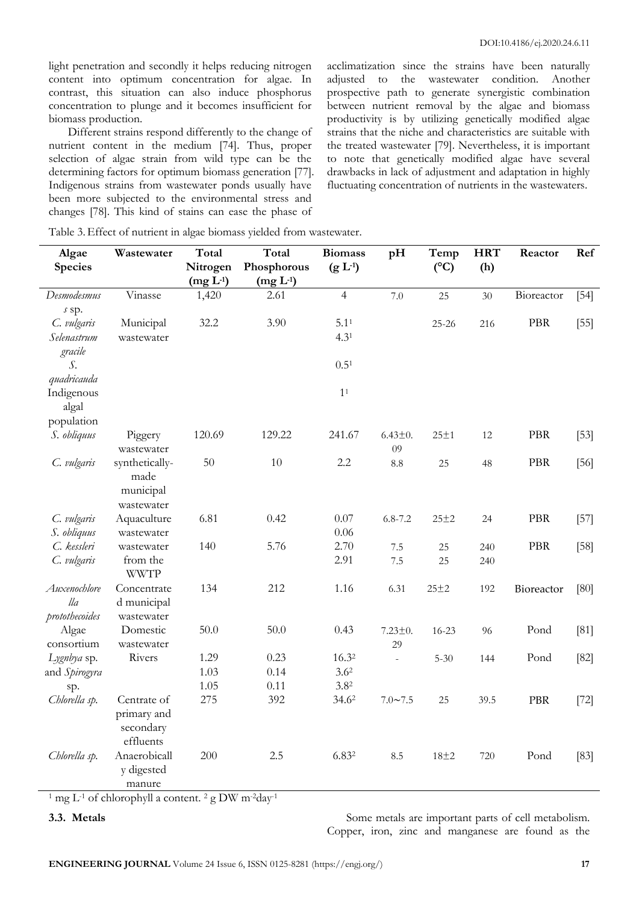light penetration and secondly it helps reducing nitrogen content into optimum concentration for algae. In contrast, this situation can also induce phosphorus concentration to plunge and it becomes insufficient for biomass production.

Different strains respond differently to the change of nutrient content in the medium [74]. Thus, proper selection of algae strain from wild type can be the determining factors for optimum biomass generation [77]. Indigenous strains from wastewater ponds usually have been more subjected to the environmental stress and changes [78]. This kind of stains can ease the phase of acclimatization since the strains have been naturally adjusted to the wastewater condition. Another prospective path to generate synergistic combination between nutrient removal by the algae and biomass productivity is by utilizing genetically modified algae strains that the niche and characteristics are suitable with the treated wastewater [79]. Nevertheless, it is important to note that genetically modified algae have several drawbacks in lack of adjustment and adaptation in highly fluctuating concentration of nutrients in the wastewaters.

Table 3. Effect of nutrient in algae biomass yielded from wastewater.

| Algae Species | Wastewater | Total Nitrogen (mg L-1) | Total Phosphorous (mg L-1) | Biomass (g L-1) | pH | Temp (°C) | HRT (h) | Reactor | Ref |
|---|---|---|---|---|---|---|---|---|---|
| *Desmodesmus s* sp. | Vinasse | 1,420 | 2.61 | 4 | 7.0 | 25 | 30 | Bioreactor | [54] |
| *C. vulgaris* | Municipal wastewater | 32.2 | 3.90 | 5.1[1] | | 25-26 | 216 | PBR | [55] |
| *Selenastrum gracile* | | | | 4.3[1] | | | | | |
| *S. quadricauda* | | | | 0.5[1] | | | | | |
| Indigenous algal population | | | | 1[1] | | | | | |
| *S. obliquus* | Piggery wastewater | 120.69 | 129.22 | 241.67 | 6.43±0.09 | 25±1 | 12 | PBR | [53] |
| *C. vulgaris* | synthetically-made municipal wastewater | 50 | 10 | 2.2 | 8.8 | 25 | 48 | PBR | [56] |
| *C. vulgaris* | Aquaculture wastewater | 6.81 | 0.42 | 0.07 | 6.8-7.2 | 25±2 | 24 | PBR | [57] |
| *S. obliquus* | | | | 0.06 | | | | | |
| *C. kessleri* | wastewater from the WWTP | 140 | 5.76 | 2.70 | 7.5 | 25 | 240 | PBR | [58] |
| *C. vulgaris* | | | | 2.91 | 7.5 | 25 | 240 | | |
| *Auxenochlorella protothecoides* | Concentrated municipal wastewater | 134 | 212 | 1.16 | 6.31 | 25±2 | 192 | Bioreactor | [80] |
| Algae consortium | Domestic wastewater | 50.0 | 50.0 | 0.43 | 7.23±0.29 | 16-23 | 96 | Pond | [81] |
| *Lygnbya* sp. and *Spirogyra* sp. | Rivers | 1.29 | 0.23 | 16.3[2] | - | 5-30 | 144 | Pond | [82] |
| | | 1.03 | 0.14 | 3.6[2] | | | | | |
| | | 1.05 | 0.11 | 3.8[2] | | | | | |
| *Chlorella sp.* | Centrate of primary and secondary effluents | 275 | 392 | 34.6[2] | 7.0~7.5 | 25 | 39.5 | PBR | [72] |
| *Chlorella sp.* | Anaerobically digested manure | 200 | 2.5 | 6.83[2] | 8.5 | 18±2 | 720 | Pond | [83] |

[1] mg $L^{-1}$ of chlorophyll a content. [2] g DW $m^{-2}day^{-1}$

### 3.3. Metals

Some metals are important parts of cell metabolism. Copper, iron, zinc and manganese are found as the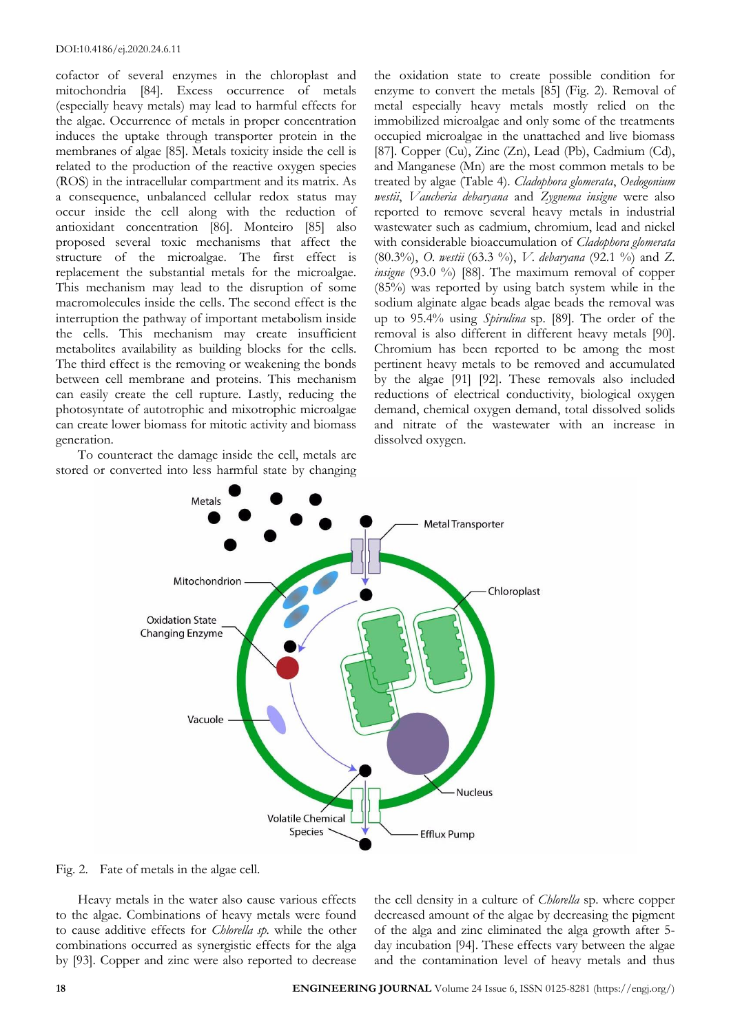cofactor of several enzymes in the chloroplast and mitochondria [84]. Excess occurrence of metals (especially heavy metals) may lead to harmful effects for the algae. Occurrence of metals in proper concentration induces the uptake through transporter protein in the membranes of algae [85]. Metals toxicity inside the cell is related to the production of the reactive oxygen species (ROS) in the intracellular compartment and its matrix. As a consequence, unbalanced cellular redox status may occur inside the cell along with the reduction of antioxidant concentration [86]. Monteiro [85] also proposed several toxic mechanisms that affect the structure of the microalgae. The first effect is replacement the substantial metals for the microalgae. This mechanism may lead to the disruption of some macromolecules inside the cells. The second effect is the interruption the pathway of important metabolism inside the cells. This mechanism may create insufficient metabolites availability as building blocks for the cells. The third effect is the removing or weakening the bonds between cell membrane and proteins. This mechanism can easily create the cell rupture. Lastly, reducing the photosyntate of autotrophic and mixotrophic microalgae can create lower biomass for mitotic activity and biomass generation.

To counteract the damage inside the cell, metals are stored or converted into less harmful state by changing the oxidation state to create possible condition for enzyme to convert the metals [85] (Fig. 2). Removal of metal especially heavy metals mostly relied on the immobilized microalgae and only some of the treatments occupied microalgae in the unattached and live biomass [87]. Copper (Cu), Zinc (Zn), Lead (Pb), Cadmium (Cd), and Manganese (Mn) are the most common metals to be treated by algae (Table 4). *Cladophora glomerata*, *Oedogonium westii*, *Vaucheria debaryana* and *Zygnema insigne* were also reported to remove several heavy metals in industrial wastewater such as cadmium, chromium, lead and nickel with considerable bioaccumulation of *Cladophora glomerata* (80.3%), *O. westii* (63.3 %), *V. debaryana* (92.1 %) and *Z. insigne* (93.0 %) [88]. The maximum removal of copper (85%) was reported by using batch system while in the sodium alginate algae beads algae beads the removal was up to 95.4% using *Spirulina* sp. [89]. The order of the removal is also different in different heavy metals [90]. Chromium has been reported to be among the most pertinent heavy metals to be removed and accumulated by the algae [91] [92]. These removals also included reductions of electrical conductivity, biological oxygen demand, chemical oxygen demand, total dissolved solids and nitrate of the wastewater with an increase in dissolved oxygen.

Fig. 2. Fate of metals in the algae cell.

Heavy metals in the water also cause various effects to the algae. Combinations of heavy metals were found to cause additive effects for *Chlorella sp.* while the other combinations occurred as synergistic effects for the alga by [93]. Copper and zinc were also reported to decrease the cell density in a culture of *Chlorella* sp. where copper decreased amount of the algae by decreasing the pigment of the alga and zinc eliminated the alga growth after 5-day incubation [94]. These effects vary between the algae and the contamination level of heavy metals and thus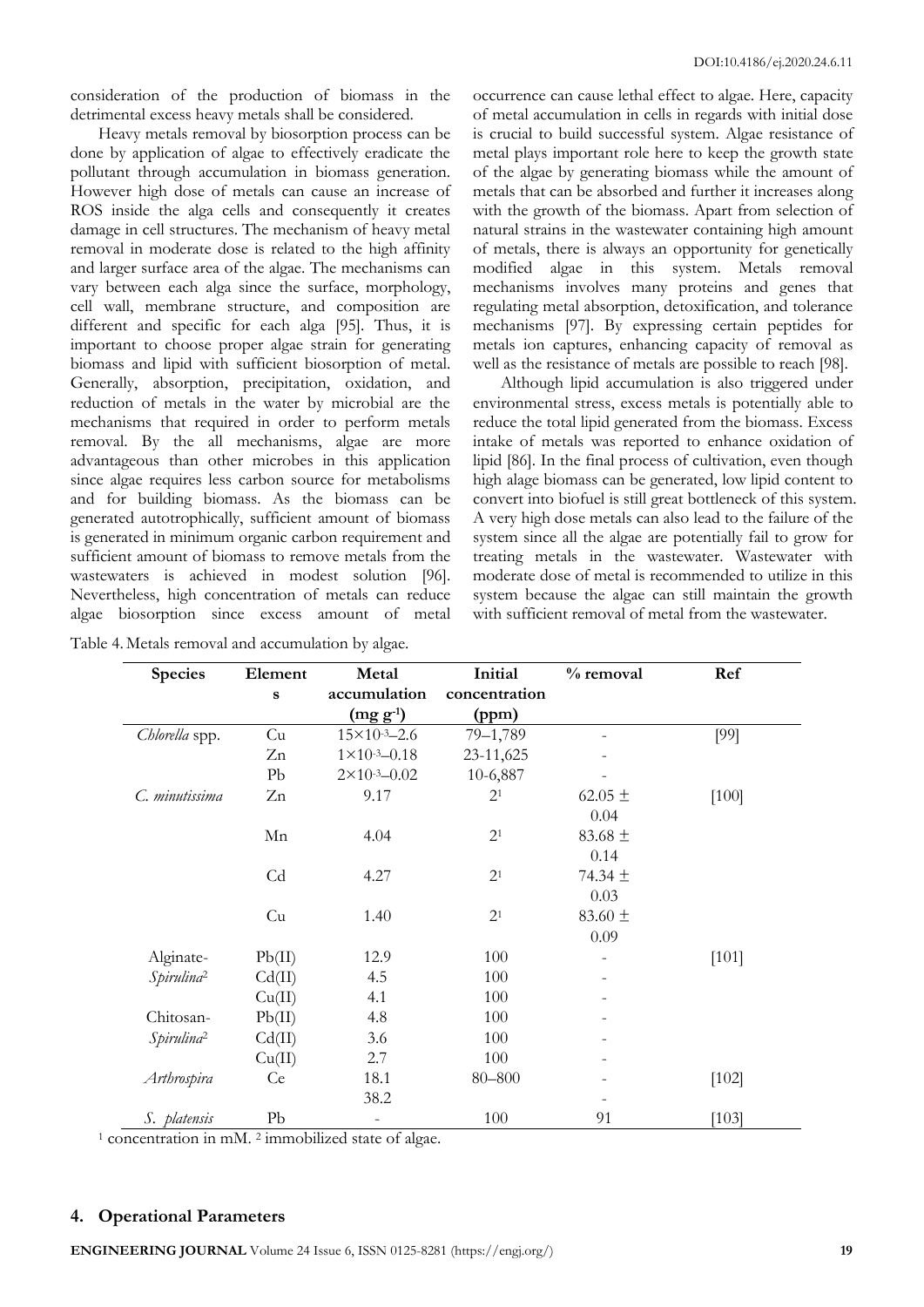consideration of the production of biomass in the detrimental excess heavy metals shall be considered.

Heavy metals removal by biosorption process can be done by application of algae to effectively eradicate the pollutant through accumulation in biomass generation. However high dose of metals can cause an increase of ROS inside the alga cells and consequently it creates damage in cell structures. The mechanism of heavy metal removal in moderate dose is related to the high affinity and larger surface area of the algae. The mechanisms can vary between each alga since the surface, morphology, cell wall, membrane structure, and composition are different and specific for each alga [95]. Thus, it is important to choose proper algae strain for generating biomass and lipid with sufficient biosorption of metal. Generally, absorption, precipitation, oxidation, and reduction of metals in the water by microbial are the mechanisms that required in order to perform metals removal. By the all mechanisms, algae are more advantageous than other microbes in this application since algae requires less carbon source for metabolisms and for building biomass. As the biomass can be generated autotrophically, sufficient amount of biomass is generated in minimum organic carbon requirement and sufficient amount of biomass to remove metals from the wastewaters is achieved in modest solution [96]. Nevertheless, high concentration of metals can reduce algae biosorption since excess amount of metal occurrence can cause lethal effect to algae. Here, capacity of metal accumulation in cells in regards with initial dose is crucial to build successful system. Algae resistance of metal plays important role here to keep the growth state of the algae by generating biomass while the amount of metals that can be absorbed and further it increases along with the growth of the biomass. Apart from selection of natural strains in the wastewater containing high amount of metals, there is always an opportunity for genetically modified algae in this system. Metals removal mechanisms involves many proteins and genes that regulating metal absorption, detoxification, and tolerance mechanisms [97]. By expressing certain peptides for metals ion captures, enhancing capacity of removal as well as the resistance of metals are possible to reach [98].

Although lipid accumulation is also triggered under environmental stress, excess metals is potentially able to reduce the total lipid generated from the biomass. Excess intake of metals was reported to enhance oxidation of lipid [86]. In the final process of cultivation, even though high alage biomass can be generated, low lipid content to convert into biofuel is still great bottleneck of this system. A very high dose metals can also lead to the failure of the system since all the algae are potentially fail to grow for treating metals in the wastewater. Wastewater with moderate dose of metal is recommended to utilize in this system because the algae can still maintain the growth with sufficient removal of metal from the wastewater.

Table 4. Metals removal and accumulation by algae.

| Species | Elements | Metal accumulation (mg g$^{-1}$) | Initial concentration (ppm) | % removal | Ref |
|---|---|---|---|---|---|
| *Chlorella* spp. | Cu | $15\times10^{-3}$–2.6 | 79–1,789 | - | [99] |
| | Zn | $1\times10^{-3}$–0.18 | 23-11,625 | - | |
| | Pb | $2\times10^{-3}$–0.02 | 10-6,887 | - | |
| *C. minutissima* | Zn | 9.17 | 2[1] | 62.05 ± 0.04 | [100] |
| | Mn | 4.04 | 2[1] | 83.68 ± 0.14 | |
| | Cd | 4.27 | 2[1] | 74.34 ± 0.03 | |
| | Cu | 1.40 | 2[1] | 83.60 ± 0.09 | |
| Alginate-*Spirulina*[2] | Pb(II) | 12.9 | 100 | - | [101] |
| | Cd(II) | 4.5 | 100 | - | |
| | Cu(II) | 4.1 | 100 | - | |
| Chitosan-*Spirulina*[2] | Pb(II) | 4.8 | 100 | - | |
| | Cd(II) | 3.6 | 100 | - | |
| | Cu(II) | 2.7 | 100 | - | |
| *Arthrospira* | Ce | 18.1 | 80–800 | - | [102] |
| | | 38.2 | | - | |
| *S. platensis* | Pb | - | 100 | 91 | [103] |

[1] concentration in mM. [2] immobilized state of algae.

## 4. Operational Parameters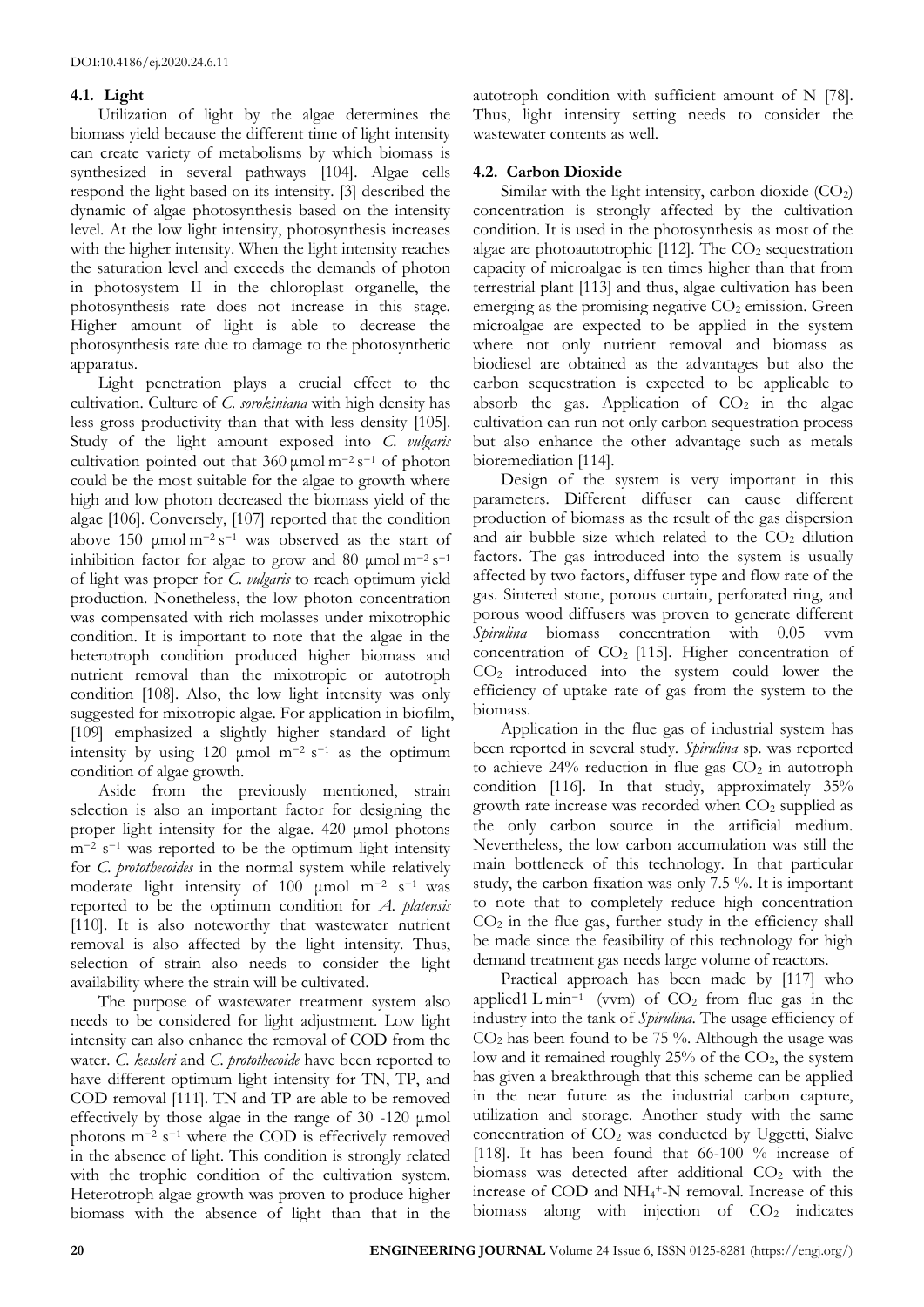### 4.1. Light

Utilization of light by the algae determines the biomass yield because the different time of light intensity can create variety of metabolisms by which biomass is synthesized in several pathways [104]. Algae cells respond the light based on its intensity. [3] described the dynamic of algae photosynthesis based on the intensity level. At the low light intensity, photosynthesis increases with the higher intensity. When the light intensity reaches the saturation level and exceeds the demands of photon in photosystem II in the chloroplast organelle, the photosynthesis rate does not increase in this stage. Higher amount of light is able to decrease the photosynthesis rate due to damage to the photosynthetic apparatus.

Light penetration plays a crucial effect to the cultivation. Culture of *C. sorokiniana* with high density has less gross productivity than that with less density [105]. Study of the light amount exposed into *C. vulgaris* cultivation pointed out that 360 $\mu$mol $m^{-2}$ $s^{-1}$ of photon could be the most suitable for the algae to growth where high and low photon decreased the biomass yield of the algae [106]. Conversely, [107] reported that the condition above 150 $\mu$mol $m^{-2}$ $s^{-1}$ was observed as the start of inhibition factor for algae to grow and 80 $\mu$mol $m^{-2}$ $s^{-1}$ of light was proper for *C. vulgaris* to reach optimum yield production. Nonetheless, the low photon concentration was compensated with rich molasses under mixotrophic condition. It is important to note that the algae in the heterotroph condition produced higher biomass and nutrient removal than the mixotropic or autotroph condition [108]. Also, the low light intensity was only suggested for mixotropic algae. For application in biofilm, [109] emphasized a slightly higher standard of light intensity by using 120 $\mu$mol $m^{-2}$ $s^{-1}$ as the optimum condition of algae growth.

Aside from the previously mentioned, strain selection is also an important factor for designing the proper light intensity for the algae. 420 $\mu$mol photons $m^{-2}$ $s^{-1}$ was reported to be the optimum light intensity for *C. protothecoides* in the normal system while relatively moderate light intensity of 100 $\mu$mol $m^{-2}$ $s^{-1}$ was reported to be the optimum condition for *A. platensis* [110]. It is also noteworthy that wastewater nutrient removal is also affected by the light intensity. Thus, selection of strain also needs to consider the light availability where the strain will be cultivated.

The purpose of wastewater treatment system also needs to be considered for light adjustment. Low light intensity can also enhance the removal of COD from the water. *C. kessleri* and *C. protothecoide* have been reported to have different optimum light intensity for TN, TP, and COD removal [111]. TN and TP are able to be removed effectively by those algae in the range of 30 -120 $\mu$mol photons $m^{-2}$ $s^{-1}$ where the COD is effectively removed in the absence of light. This condition is strongly related with the trophic condition of the cultivation system. Heterotroph algae growth was proven to produce higher biomass with the absence of light than that in the autotroph condition with sufficient amount of N [78]. Thus, light intensity setting needs to consider the wastewater contents as well.

### 4.2. Carbon Dioxide

Similar with the light intensity, carbon dioxide ($CO_2$) concentration is strongly affected by the cultivation condition. It is used in the photosynthesis as most of the algae are photoautotrophic [112]. The $CO_2$ sequestration capacity of microalgae is ten times higher than that from terrestrial plant [113] and thus, algae cultivation has been emerging as the promising negative $CO_2$ emission. Green microalgae are expected to be applied in the system where not only nutrient removal and biomass as biodiesel are obtained as the advantages but also the carbon sequestration is expected to be applicable to absorb the gas. Application of $CO_2$ in the algae cultivation can run not only carbon sequestration process but also enhance the other advantage such as metals bioremediation [114].

Design of the system is very important in this parameters. Different diffuser can cause different production of biomass as the result of the gas dispersion and air bubble size which related to the $CO_2$ dilution factors. The gas introduced into the system is usually affected by two factors, diffuser type and flow rate of the gas. Sintered stone, porous curtain, perforated ring, and porous wood diffusers was proven to generate different *Spirulina* biomass concentration with 0.05 vvm concentration of $CO_2$ [115]. Higher concentration of $CO_2$ introduced into the system could lower the efficiency of uptake rate of gas from the system to the biomass.

Application in the flue gas of industrial system has been reported in several study. *Spirulina* sp. was reported to achieve 24% reduction in flue gas $CO_2$ in autotroph condition [116]. In that study, approximately 35% growth rate increase was recorded when $CO_2$ supplied as the only carbon source in the artificial medium. Nevertheless, the low carbon accumulation was still the main bottleneck of this technology. In that particular study, the carbon fixation was only 7.5 %. It is important to note that to completely reduce high concentration $CO_2$ in the flue gas, further study in the efficiency shall be made since the feasibility of this technology for high demand treatment gas needs large volume of reactors.

Practical approach has been made by [117] who applied1 L $min^{-1}$ (vvm) of $CO_2$ from flue gas in the industry into the tank of *Spirulina*. The usage efficiency of $CO_2$ has been found to be 75 %. Although the usage was low and it remained roughly 25% of the $CO_2$, the system has given a breakthrough that this scheme can be applied in the near future as the industrial carbon capture, utilization and storage. Another study with the same concentration of $CO_2$ was conducted by Uggetti, Sialve [118]. It has been found that 66-100 % increase of biomass was detected after additional $CO_2$ with the increase of COD and $NH_4^+$-N removal. Increase of this biomass along with injection of $CO_2$ indicates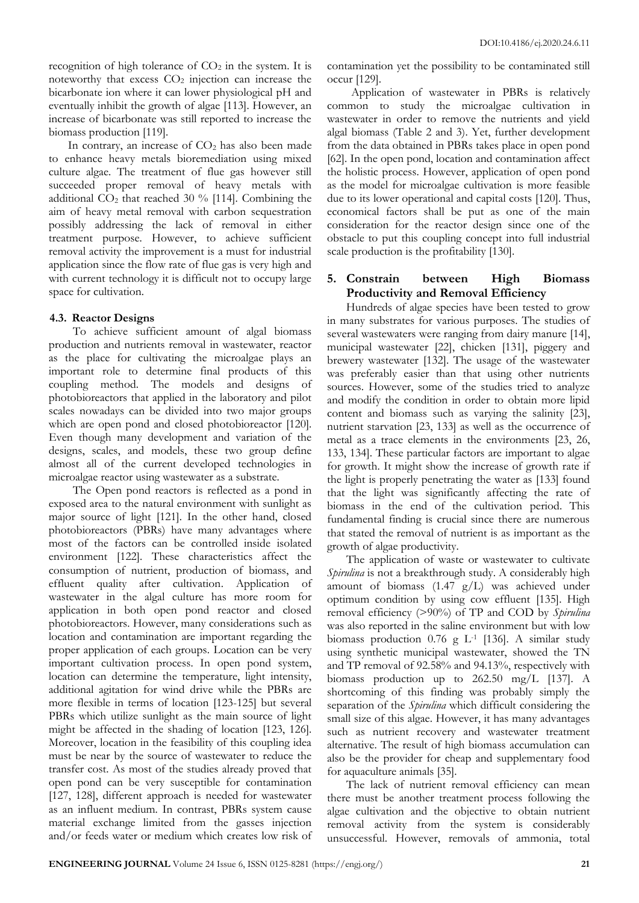recognition of high tolerance of $CO_2$ in the system. It is noteworthy that excess $CO_2$ injection can increase the bicarbonate ion where it can lower physiological pH and eventually inhibit the growth of algae [113]. However, an increase of bicarbonate was still reported to increase the biomass production [119].

In contrary, an increase of $CO_2$ has also been made to enhance heavy metals bioremediation using mixed culture algae. The treatment of flue gas however still succeeded proper removal of heavy metals with additional $CO_2$ that reached 30 % [114]. Combining the aim of heavy metal removal with carbon sequestration possibly addressing the lack of removal in either treatment purpose. However, to achieve sufficient removal activity the improvement is a must for industrial application since the flow rate of flue gas is very high and with current technology it is difficult not to occupy large space for cultivation.

### 4.3. Reactor Designs

To achieve sufficient amount of algal biomass production and nutrients removal in wastewater, reactor as the place for cultivating the microalgae plays an important role to determine final products of this coupling method. The models and designs of photobioreactors that applied in the laboratory and pilot scales nowadays can be divided into two major groups which are open pond and closed photobioreactor [120]. Even though many development and variation of the designs, scales, and models, these two group define almost all of the current developed technologies in microalgae reactor using wastewater as a substrate.

The Open pond reactors is reflected as a pond in exposed area to the natural environment with sunlight as major source of light [121]. In the other hand, closed photobioreactors (PBRs) have many advantages where most of the factors can be controlled inside isolated environment [122]. These characteristics affect the consumption of nutrient, production of biomass, and effluent quality after cultivation. Application of wastewater in the algal culture has more room for application in both open pond reactor and closed photobioreactors. However, many considerations such as location and contamination are important regarding the proper application of each groups. Location can be very important cultivation process. In open pond system, location can determine the temperature, light intensity, additional agitation for wind drive while the PBRs are more flexible in terms of location [123-125] but several PBRs which utilize sunlight as the main source of light might be affected in the shading of location [123, 126]. Moreover, location in the feasibility of this coupling idea must be near by the source of wastewater to reduce the transfer cost. As most of the studies already proved that open pond can be very susceptible for contamination [127, 128], different approach is needed for wastewater as an influent medium. In contrast, PBRs system cause material exchange limited from the gasses injection and/or feeds water or medium which creates low risk of contamination yet the possibility to be contaminated still occur [129].

Application of wastewater in PBRs is relatively common to study the microalgae cultivation in wastewater in order to remove the nutrients and yield algal biomass (Table 2 and 3). Yet, further development from the data obtained in PBRs takes place in open pond [62]. In the open pond, location and contamination affect the holistic process. However, application of open pond as the model for microalgae cultivation is more feasible due to its lower operational and capital costs [120]. Thus, economical factors shall be put as one of the main consideration for the reactor design since one of the obstacle to put this coupling concept into full industrial scale production is the profitability [130].

## 5. Constrain between High Biomass Productivity and Removal Efficiency

Hundreds of algae species have been tested to grow in many substrates for various purposes. The studies of several wastewaters were ranging from dairy manure [14], municipal wastewater [22], chicken [131], piggery and brewery wastewater [132]. The usage of the wastewater was preferably easier than that using other nutrients sources. However, some of the studies tried to analyze and modify the condition in order to obtain more lipid content and biomass such as varying the salinity [23], nutrient starvation [23, 133] as well as the occurrence of metal as a trace elements in the environments [23, 26, 133, 134]. These particular factors are important to algae for growth. It might show the increase of growth rate if the light is properly penetrating the water as [133] found that the light was significantly affecting the rate of biomass in the end of the cultivation period. This fundamental finding is crucial since there are numerous that stated the removal of nutrient is as important as the growth of algae productivity.

The application of waste or wastewater to cultivate *Spirulina* is not a breakthrough study. A considerably high amount of biomass (1.47 g/L) was achieved under optimum condition by using cow effluent [135]. High removal efficiency (>90%) of TP and COD by *Spirulina* was also reported in the saline environment but with low biomass production 0.76 g $L^{-1}$ [136]. A similar study using synthetic municipal wastewater, showed the TN and TP removal of 92.58% and 94.13%, respectively with biomass production up to 262.50 mg/L [137]. A shortcoming of this finding was probably simply the separation of the *Spirulina* which difficult considering the small size of this algae. However, it has many advantages such as nutrient recovery and wastewater treatment alternative. The result of high biomass accumulation can also be the provider for cheap and supplementary food for aquaculture animals [35].

The lack of nutrient removal efficiency can mean there must be another treatment process following the algae cultivation and the objective to obtain nutrient removal activity from the system is considerably unsuccessful. However, removals of ammonia, total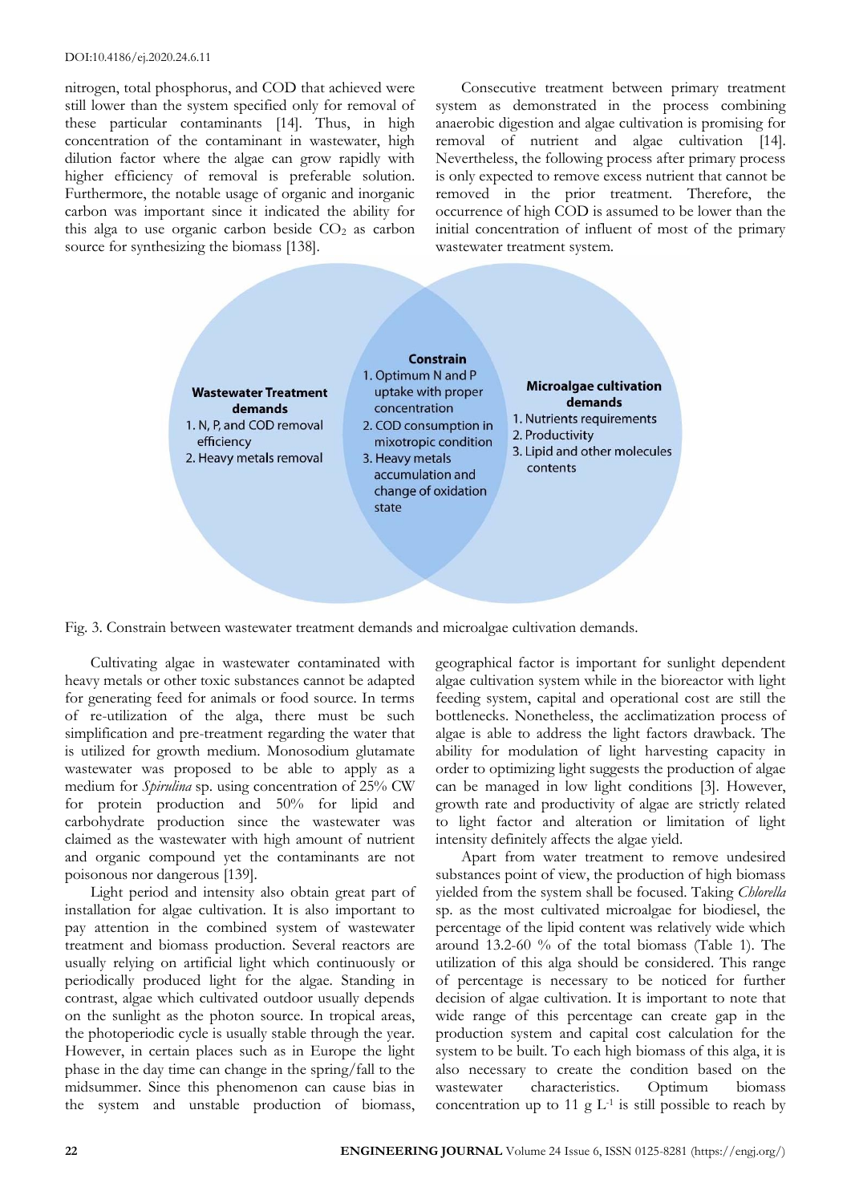nitrogen, total phosphorus, and COD that achieved were still lower than the system specified only for removal of these particular contaminants [14]. Thus, in high concentration of the contaminant in wastewater, high dilution factor where the algae can grow rapidly with higher efficiency of removal is preferable solution. Furthermore, the notable usage of organic and inorganic carbon was important since it indicated the ability for this alga to use organic carbon beside $CO_2$ as carbon source for synthesizing the biomass [138].

Consecutive treatment between primary treatment system as demonstrated in the process combining anaerobic digestion and algae cultivation is promising for removal of nutrient and algae cultivation [14]. Nevertheless, the following process after primary process is only expected to remove excess nutrient that cannot be removed in the prior treatment. Therefore, the occurrence of high COD is assumed to be lower than the initial concentration of influent of most of the primary wastewater treatment system.

**Wastewater Treatment demands**
1. N, P, and COD removal efficiency
2. Heavy metals removal

**Constrain**
1. Optimum N and P uptake with proper concentration
2. COD consumption in mixotropic condition
3. Heavy metals accumulation and change of oxidation state

**Microalgae cultivation demands**
1. Nutrients requirements
2. Productivity
3. Lipid and other molecules contents

Fig. 3. Constrain between wastewater treatment demands and microalgae cultivation demands.

Cultivating algae in wastewater contaminated with heavy metals or other toxic substances cannot be adapted for generating feed for animals or food source. In terms of re-utilization of the alga, there must be such simplification and pre-treatment regarding the water that is utilized for growth medium. Monosodium glutamate wastewater was proposed to be able to apply as a medium for *Spirulina* sp. using concentration of 25% CW for protein production and 50% for lipid and carbohydrate production since the wastewater was claimed as the wastewater with high amount of nutrient and organic compound yet the contaminants are not poisonous nor dangerous [139].

Light period and intensity also obtain great part of installation for algae cultivation. It is also important to pay attention in the combined system of wastewater treatment and biomass production. Several reactors are usually relying on artificial light which continuously or periodically produced light for the algae. Standing in contrast, algae which cultivated outdoor usually depends on the sunlight as the photon source. In tropical areas, the photoperiodic cycle is usually stable through the year. However, in certain places such as in Europe the light phase in the day time can change in the spring/fall to the midsummer. Since this phenomenon can cause bias in the system and unstable production of biomass, geographical factor is important for sunlight dependent algae cultivation system while in the bioreactor with light feeding system, capital and operational cost are still the bottlenecks. Nonetheless, the acclimatization process of algae is able to address the light factors drawback. The ability for modulation of light harvesting capacity in order to optimizing light suggests the production of algae can be managed in low light conditions [3]. However, growth rate and productivity of algae are strictly related to light factor and alteration or limitation of light intensity definitely affects the algae yield.

Apart from water treatment to remove undesired substances point of view, the production of high biomass yielded from the system shall be focused. Taking *Chlorella* sp. as the most cultivated microalgae for biodiesel, the percentage of the lipid content was relatively wide which around 13.2-60 % of the total biomass (Table 1). The utilization of this alga should be considered. This range of percentage is necessary to be noticed for further decision of algae cultivation. It is important to note that wide range of this percentage can create gap in the production system and capital cost calculation for the system to be built. To each high biomass of this alga, it is also necessary to create the condition based on the wastewater characteristics. Optimum biomass concentration up to 11 g $L^{-1}$ is still possible to reach by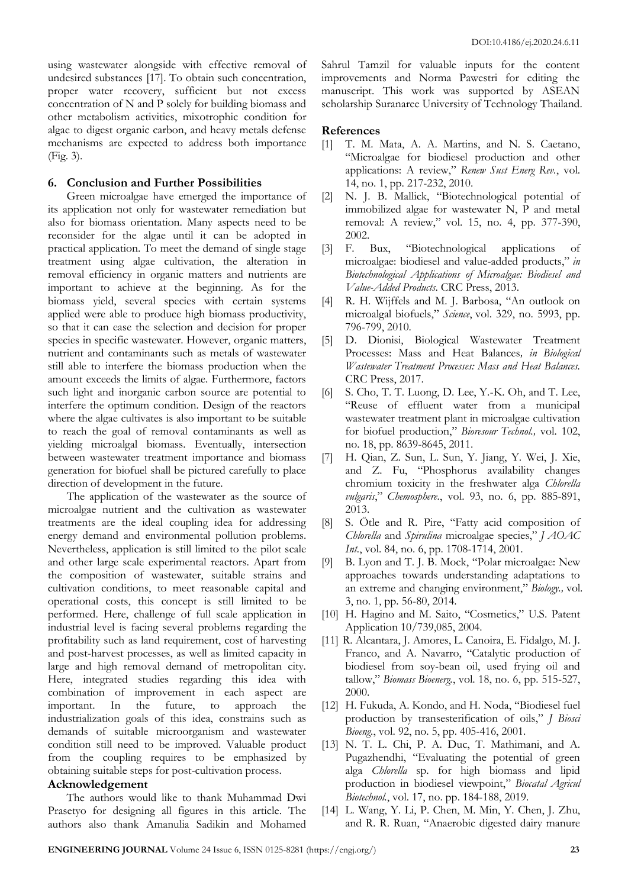using wastewater alongside with effective removal of undesired substances [17]. To obtain such concentration, proper water recovery, sufficient but not excess concentration of N and P solely for building biomass and other metabolism activities, mixotrophic condition for algae to digest organic carbon, and heavy metals defense mechanisms are expected to address both importance (Fig. 3).

## 6. Conclusion and Further Possibilities

Green microalgae have emerged the importance of its application not only for wastewater remediation but also for biomass orientation. Many aspects need to be reconsider for the algae until it can be adopted in practical application. To meet the demand of single stage treatment using algae cultivation, the alteration in removal efficiency in organic matters and nutrients are important to achieve at the beginning. As for the biomass yield, several species with certain systems applied were able to produce high biomass productivity, so that it can ease the selection and decision for proper species in specific wastewater. However, organic matters, nutrient and contaminants such as metals of wastewater still able to interfere the biomass production when the amount exceeds the limits of algae. Furthermore, factors such light and inorganic carbon source are potential to interfere the optimum condition. Design of the reactors where the algae cultivates is also important to be suitable to reach the goal of removal contaminants as well as yielding microalgal biomass. Eventually, intersection between wastewater treatment importance and biomass generation for biofuel shall be pictured carefully to place direction of development in the future.

The application of the wastewater as the source of microalgae nutrient and the cultivation as wastewater treatments are the ideal coupling idea for addressing energy demand and environmental pollution problems. Nevertheless, application is still limited to the pilot scale and other large scale experimental reactors. Apart from the composition of wastewater, suitable strains and cultivation conditions, to meet reasonable capital and operational costs, this concept is still limited to be performed. Here, challenge of full scale application in industrial level is facing several problems regarding the profitability such as land requirement, cost of harvesting and post-harvest processes, as well as limited capacity in large and high removal demand of metropolitan city. Here, integrated studies regarding this idea with combination of improvement in each aspect are important. In the future, to approach the industrialization goals of this idea, constrains such as demands of suitable microorganism and wastewater condition still need to be improved. Valuable product from the coupling requires to be emphasized by obtaining suitable steps for post-cultivation process.

## Acknowledgement

The authors would like to thank Muhammad Dwi Prasetyo for designing all figures in this article. The authors also thank Amanulia Sadikin and Mohamed Sahrul Tamzil for valuable inputs for the content improvements and Norma Pawestri for editing the manuscript. This work was supported by ASEAN scholarship Suranaree University of Technology Thailand.

## References

[1] T. M. Mata, A. A. Martins, and N. S. Caetano, "Microalgae for biodiesel production and other applications: A review," *Renew Sust Energ Rev.*, vol. 14, no. 1, pp. 217-232, 2010.

[2] N. J. B. Mallick, "Biotechnological potential of immobilized algae for wastewater N, P and metal removal: A review," vol. 15, no. 4, pp. 377-390, 2002.

[3] F. Bux, "Biotechnological applications of microalgae: biodiesel and value-added products," *in Biotechnological Applications of Microalgae: Biodiesel and Value-Added Products*. CRC Press, 2013.

[4] R. H. Wijffels and M. J. Barbosa, "An outlook on microalgal biofuels," *Science*, vol. 329, no. 5993, pp. 796-799, 2010.

[5] D. Dionisi, Biological Wastewater Treatment Processes: Mass and Heat Balances*, in Biological Wastewater Treatment Processes: Mass and Heat Balances.* CRC Press, 2017.

[6] S. Cho, T. T. Luong, D. Lee, Y.-K. Oh, and T. Lee, "Reuse of effluent water from a municipal wastewater treatment plant in microalgae cultivation for biofuel production," *Bioresour Technol.,* vol. 102, no. 18, pp. 8639-8645, 2011.

[7] H. Qian, Z. Sun, L. Sun, Y. Jiang, Y. Wei, J. Xie, and Z. Fu, "Phosphorus availability changes chromium toxicity in the freshwater alga *Chlorella vulgaris*," *Chemosphere.*, vol. 93, no. 6, pp. 885-891, 2013.

[8] S. Ötle and R. Pire, "Fatty acid composition of *Chlorella* and *Spirulina* microalgae species," *J AOAC Int.*, vol. 84, no. 6, pp. 1708-1714, 2001.

[9] B. Lyon and T. J. B. Mock, "Polar microalgae: New approaches towards understanding adaptations to an extreme and changing environment," *Biology.,* vol. 3, no. 1, pp. 56-80, 2014.

[10] H. Hagino and M. Saito, "Cosmetics," U.S. Patent Application 10/739,085, 2004.

[11] R. Alcantara, J. Amores, L. Canoira, E. Fidalgo, M. J. Franco, and A. Navarro, "Catalytic production of biodiesel from soy-bean oil, used frying oil and tallow," *Biomass Bioenerg.*, vol. 18, no. 6, pp. 515-527, 2000.

[12] H. Fukuda, A. Kondo, and H. Noda, "Biodiesel fuel production by transesterification of oils," *J Biosci Bioeng.*, vol. 92, no. 5, pp. 405-416, 2001.

[13] N. T. L. Chi, P. A. Duc, T. Mathimani, and A. Pugazhendhi, "Evaluating the potential of green alga *Chlorella* sp. for high biomass and lipid production in biodiesel viewpoint," *Biocatal Agricul Biotechnol.*, vol. 17, no. pp. 184-188, 2019.

[14] L. Wang, Y. Li, P. Chen, M. Min, Y. Chen, J. Zhu, and R. R. Ruan, "Anaerobic digested dairy manure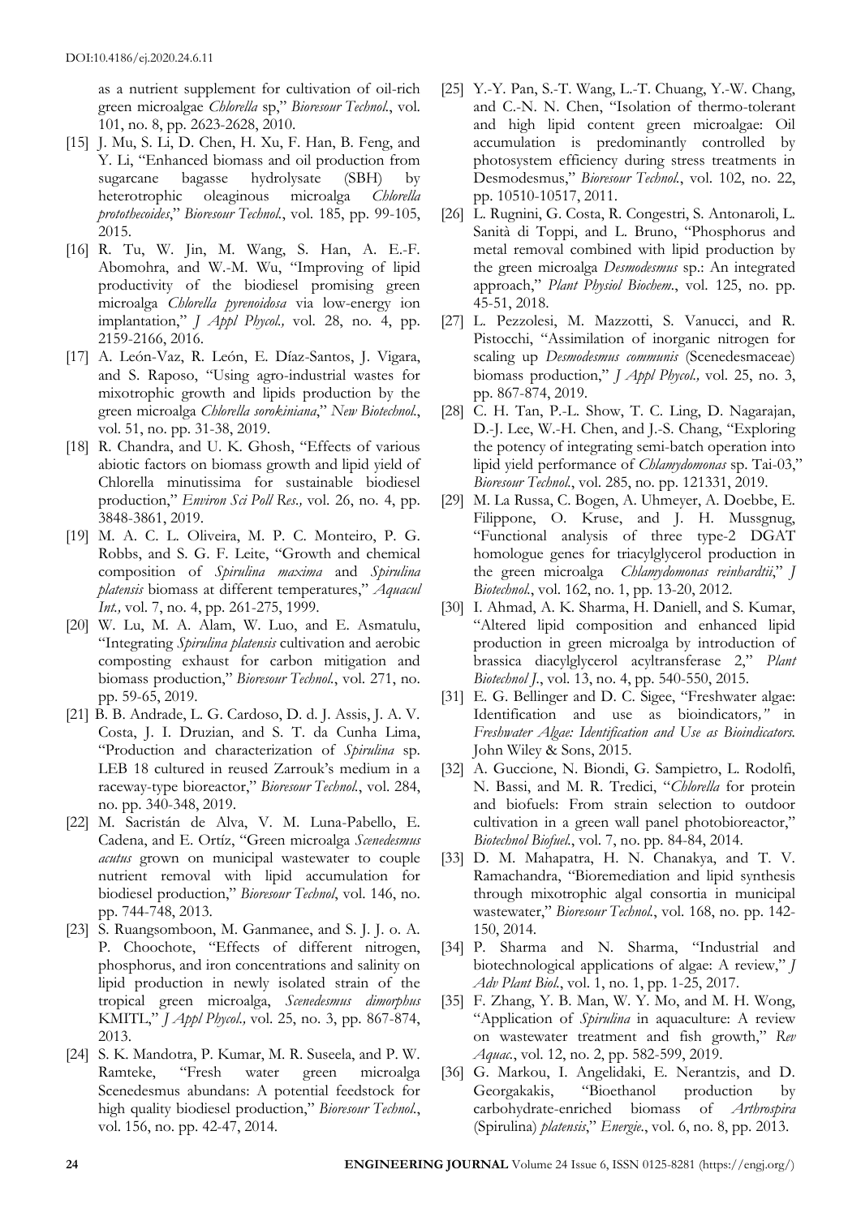as a nutrient supplement for cultivation of oil-rich green microalgae *Chlorella* sp," *Bioresour Technol.*, vol. 101, no. 8, pp. 2623-2628, 2010.

[15] J. Mu, S. Li, D. Chen, H. Xu, F. Han, B. Feng, and Y. Li, "Enhanced biomass and oil production from sugarcane bagasse hydrolysate (SBH) by heterotrophic oleaginous microalga *Chlorella protothecoides*," *Bioresour Technol.*, vol. 185, pp. 99-105, 2015.

[16] R. Tu, W. Jin, M. Wang, S. Han, A. E.-F. Abomohra, and W.-M. Wu, "Improving of lipid productivity of the biodiesel promising green microalga *Chlorella pyrenoidosa* via low-energy ion implantation," *J Appl Phycol.,* vol. 28, no. 4, pp. 2159-2166, 2016.

[17] A. León-Vaz, R. León, E. Díaz-Santos, J. Vigara, and S. Raposo, "Using agro-industrial wastes for mixotrophic growth and lipids production by the green microalga *Chlorella sorokiniana*," *New Biotechnol.*, vol. 51, no. pp. 31-38, 2019.

[18] R. Chandra, and U. K. Ghosh, "Effects of various abiotic factors on biomass growth and lipid yield of Chlorella minutissima for sustainable biodiesel production," *Environ Sci Poll Res.,* vol. 26, no. 4, pp. 3848-3861, 2019.

[19] M. A. C. L. Oliveira, M. P. C. Monteiro, P. G. Robbs, and S. G. F. Leite, "Growth and chemical composition of *Spirulina maxima* and *Spirulina platensis* biomass at different temperatures," *Aquacul Int.,* vol. 7, no. 4, pp. 261-275, 1999.

[20] W. Lu, M. A. Alam, W. Luo, and E. Asmatulu, "Integrating *Spirulina platensis* cultivation and aerobic composting exhaust for carbon mitigation and biomass production," *Bioresour Technol.*, vol. 271, no. pp. 59-65, 2019.

[21] B. B. Andrade, L. G. Cardoso, D. d. J. Assis, J. A. V. Costa, J. I. Druzian, and S. T. da Cunha Lima, "Production and characterization of *Spirulina* sp. LEB 18 cultured in reused Zarrouk's medium in a raceway-type bioreactor," *Bioresour Technol.*, vol. 284, no. pp. 340-348, 2019.

[22] M. Sacristán de Alva, V. M. Luna-Pabello, E. Cadena, and E. Ortíz, "Green microalga *Scenedesmus acutus* grown on municipal wastewater to couple nutrient removal with lipid accumulation for biodiesel production," *Bioresour Technol*, vol. 146, no. pp. 744-748, 2013.

[23] S. Ruangsomboon, M. Ganmanee, and S. J. J. o. A. P. Choochote, "Effects of different nitrogen, phosphorus, and iron concentrations and salinity on lipid production in newly isolated strain of the tropical green microalga, *Scenedesmus dimorphus* KMITL," *J Appl Phycol.,* vol. 25, no. 3, pp. 867-874, 2013.

[24] S. K. Mandotra, P. Kumar, M. R. Suseela, and P. W. Ramteke, "Fresh water green microalga Scenedesmus abundans: A potential feedstock for high quality biodiesel production," *Bioresour Technol.*, vol. 156, no. pp. 42-47, 2014.

[25] Y.-Y. Pan, S.-T. Wang, L.-T. Chuang, Y.-W. Chang, and C.-N. N. Chen, "Isolation of thermo-tolerant and high lipid content green microalgae: Oil accumulation is predominantly controlled by photosystem efficiency during stress treatments in Desmodesmus," *Bioresour Technol.*, vol. 102, no. 22, pp. 10510-10517, 2011.

[26] L. Rugnini, G. Costa, R. Congestri, S. Antonaroli, L. Sanità di Toppi, and L. Bruno, "Phosphorus and metal removal combined with lipid production by the green microalga *Desmodesmus* sp.: An integrated approach," *Plant Physiol Biochem.*, vol. 125, no. pp. 45-51, 2018.

[27] L. Pezzolesi, M. Mazzotti, S. Vanucci, and R. Pistocchi, "Assimilation of inorganic nitrogen for scaling up *Desmodesmus communis* (Scenedesmaceae) biomass production," *J Appl Phycol.,* vol. 25, no. 3, pp. 867-874, 2019.

[28] C. H. Tan, P.-L. Show, T. C. Ling, D. Nagarajan, D.-J. Lee, W.-H. Chen, and J.-S. Chang, "Exploring the potency of integrating semi-batch operation into lipid yield performance of *Chlamydomonas* sp. Tai-03," *Bioresour Technol.*, vol. 285, no. pp. 121331, 2019.

[29] M. La Russa, C. Bogen, A. Uhmeyer, A. Doebbe, E. Filippone, O. Kruse, and J. H. Mussgnug, "Functional analysis of three type-2 DGAT homologue genes for triacylglycerol production in the green microalga *Chlamydomonas reinhardtii*," *J Biotechnol.*, vol. 162, no. 1, pp. 13-20, 2012.

[30] I. Ahmad, A. K. Sharma, H. Daniell, and S. Kumar, "Altered lipid composition and enhanced lipid production in green microalga by introduction of brassica diacylglycerol acyltransferase 2," *Plant Biotechnol J.*, vol. 13, no. 4, pp. 540-550, 2015.

[31] E. G. Bellinger and D. C. Sigee, "Freshwater algae: Identification and use as bioindicators*,"* in *Freshwater Algae: Identification and Use as Bioindicators.* John Wiley & Sons, 2015.

[32] A. Guccione, N. Biondi, G. Sampietro, L. Rodolfi, N. Bassi, and M. R. Tredici, "*Chlorella* for protein and biofuels: From strain selection to outdoor cultivation in a green wall panel photobioreactor," *Biotechnol Biofuel.*, vol. 7, no. pp. 84-84, 2014.

[33] D. M. Mahapatra, H. N. Chanakya, and T. V. Ramachandra, "Bioremediation and lipid synthesis through mixotrophic algal consortia in municipal wastewater," *Bioresour Technol.*, vol. 168, no. pp. 142-150, 2014.

[34] P. Sharma and N. Sharma, "Industrial and biotechnological applications of algae: A review," *J Adv Plant Biol.*, vol. 1, no. 1, pp. 1-25, 2017.

[35] F. Zhang, Y. B. Man, W. Y. Mo, and M. H. Wong, "Application of *Spirulina* in aquaculture: A review on wastewater treatment and fish growth," *Rev Aquac.*, vol. 12, no. 2, pp. 582-599, 2019.

[36] G. Markou, I. Angelidaki, E. Nerantzis, and D. Georgakakis, "Bioethanol production by carbohydrate-enriched biomass of *Arthrospira* (Spirulina) *platensis*," *Energie.*, vol. 6, no. 8, pp. 2013.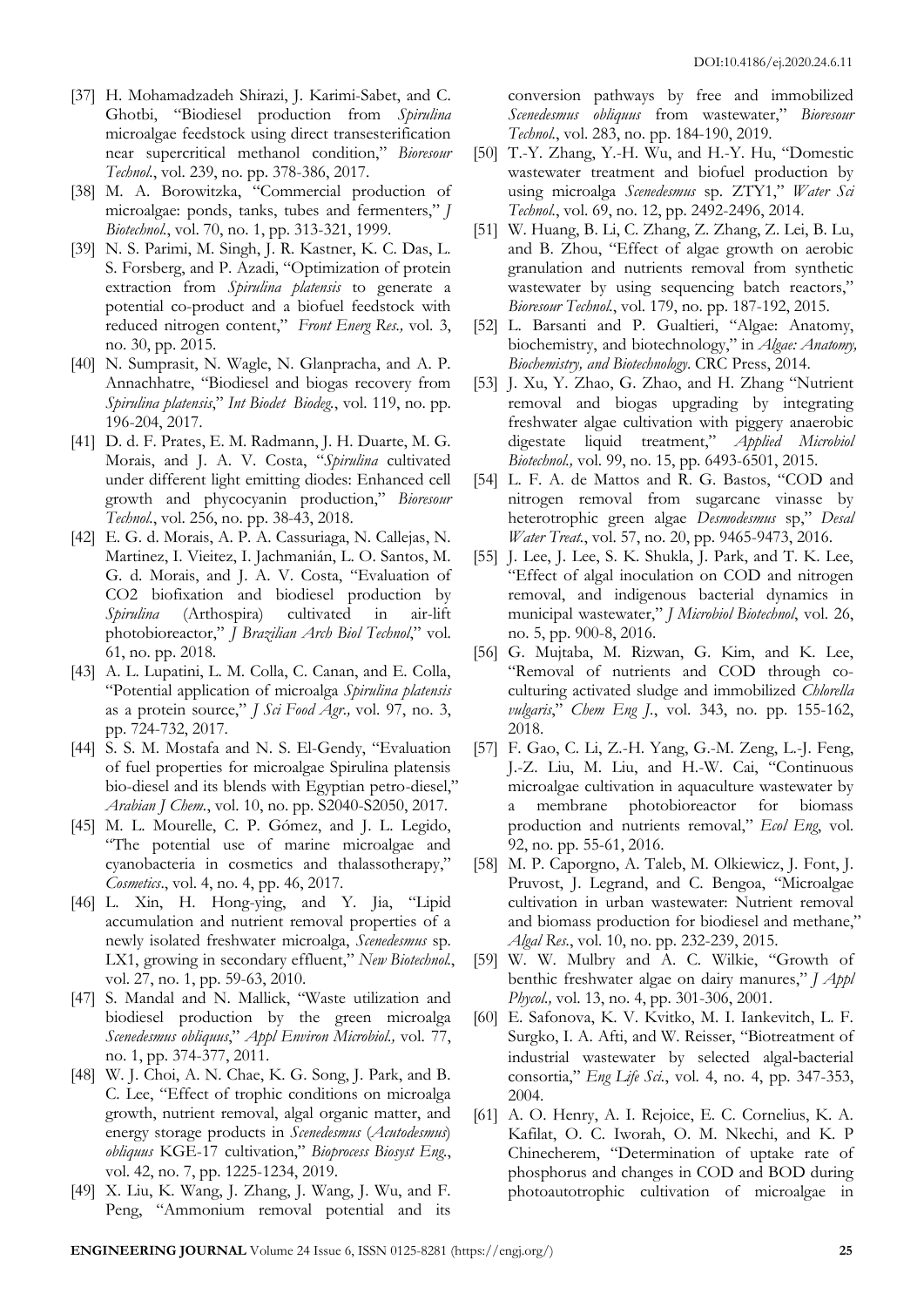[37] H. Mohamadzadeh Shirazi, J. Karimi-Sabet, and C. Ghotbi, "Biodiesel production from *Spirulina* microalgae feedstock using direct transesterification near supercritical methanol condition," *Bioresour Technol.*, vol. 239, no. pp. 378-386, 2017.

[38] M. A. Borowitzka, "Commercial production of microalgae: ponds, tanks, tubes and fermenters," *J Biotechnol.*, vol. 70, no. 1, pp. 313-321, 1999.

[39] N. S. Parimi, M. Singh, J. R. Kastner, K. C. Das, L. S. Forsberg, and P. Azadi, "Optimization of protein extraction from *Spirulina platensis* to generate a potential co-product and a biofuel feedstock with reduced nitrogen content," *Front Energ Res.,* vol. 3, no. 30, pp. 2015.

[40] N. Sumprasit, N. Wagle, N. Glanpracha, and A. P. Annachhatre, "Biodiesel and biogas recovery from *Spirulina platensis*," *Int Biodet Biodeg.*, vol. 119, no. pp. 196-204, 2017.

[41] D. d. F. Prates, E. M. Radmann, J. H. Duarte, M. G. Morais, and J. A. V. Costa, "*Spirulina* cultivated under different light emitting diodes: Enhanced cell growth and phycocyanin production," *Bioresour Technol.*, vol. 256, no. pp. 38-43, 2018.

[42] E. G. d. Morais, A. P. A. Cassuriaga, N. Callejas, N. Martinez, I. Vieitez, I. Jachmanián, L. O. Santos, M. G. d. Morais, and J. A. V. Costa, "Evaluation of CO2 biofixation and biodiesel production by *Spirulina* (Arthospira) cultivated in air-lift photobioreactor," *J Brazilian Arch Biol Technol*," vol. 61, no. pp. 2018.

[43] A. L. Lupatini, L. M. Colla, C. Canan, and E. Colla, "Potential application of microalga *Spirulina platensis* as a protein source," *J Sci Food Agr.,* vol. 97, no. 3, pp. 724-732, 2017.

[44] S. S. M. Mostafa and N. S. El-Gendy, "Evaluation of fuel properties for microalgae Spirulina platensis bio-diesel and its blends with Egyptian petro-diesel," *Arabian J Chem.*, vol. 10, no. pp. S2040-S2050, 2017.

[45] M. L. Mourelle, C. P. Gómez, and J. L. Legido, "The potential use of marine microalgae and cyanobacteria in cosmetics and thalassotherapy," *Cosmetics.*, vol. 4, no. 4, pp. 46, 2017.

[46] L. Xin, H. Hong-ying, and Y. Jia, "Lipid accumulation and nutrient removal properties of a newly isolated freshwater microalga, *Scenedesmus* sp. LX1, growing in secondary effluent," *New Biotechnol.*, vol. 27, no. 1, pp. 59-63, 2010.

[47] S. Mandal and N. Mallick, "Waste utilization and biodiesel production by the green microalga *Scenedesmus obliquus*," *Appl Environ Microbiol.,* vol. 77, no. 1, pp. 374-377, 2011.

[48] W. J. Choi, A. N. Chae, K. G. Song, J. Park, and B. C. Lee, "Effect of trophic conditions on microalga growth, nutrient removal, algal organic matter, and energy storage products in *Scenedesmus* (*Acutodesmus*) *obliquus* KGE-17 cultivation," *Bioprocess Biosyst Eng.*, vol. 42, no. 7, pp. 1225-1234, 2019.

[49] X. Liu, K. Wang, J. Zhang, J. Wang, J. Wu, and F. Peng, "Ammonium removal potential and its conversion pathways by free and immobilized *Scenedesmus obliquus* from wastewater," *Bioresour Technol.*, vol. 283, no. pp. 184-190, 2019.

[50] T.-Y. Zhang, Y.-H. Wu, and H.-Y. Hu, "Domestic wastewater treatment and biofuel production by using microalga *Scenedesmus* sp. ZTY1," *Water Sci Technol.*, vol. 69, no. 12, pp. 2492-2496, 2014.

[51] W. Huang, B. Li, C. Zhang, Z. Zhang, Z. Lei, B. Lu, and B. Zhou, "Effect of algae growth on aerobic granulation and nutrients removal from synthetic wastewater by using sequencing batch reactors," *Bioresour Technol.*, vol. 179, no. pp. 187-192, 2015.

[52] L. Barsanti and P. Gualtieri, "Algae: Anatomy, biochemistry, and biotechnology," in *Algae: Anatomy, Biochemistry, and Biotechnology*. CRC Press, 2014.

[53] J. Xu, Y. Zhao, G. Zhao, and H. Zhang "Nutrient removal and biogas upgrading by integrating freshwater algae cultivation with piggery anaerobic digestate liquid treatment," *Applied Microbiol Biotechnol.,* vol. 99, no. 15, pp. 6493-6501, 2015.

[54] L. F. A. de Mattos and R. G. Bastos, "COD and nitrogen removal from sugarcane vinasse by heterotrophic green algae *Desmodesmus* sp," *Desal Water Treat.*, vol. 57, no. 20, pp. 9465-9473, 2016.

[55] J. Lee, J. Lee, S. K. Shukla, J. Park, and T. K. Lee, "Effect of algal inoculation on COD and nitrogen removal, and indigenous bacterial dynamics in municipal wastewater," *J Microbiol Biotechnol*, vol. 26, no. 5, pp. 900-8, 2016.

[56] G. Mujtaba, M. Rizwan, G. Kim, and K. Lee, "Removal of nutrients and COD through co-culturing activated sludge and immobilized *Chlorella vulgaris*," *Chem Eng J.*, vol. 343, no. pp. 155-162, 2018.

[57] F. Gao, C. Li, Z.-H. Yang, G.-M. Zeng, L.-J. Feng, J.-Z. Liu, M. Liu, and H.-W. Cai, "Continuous microalgae cultivation in aquaculture wastewater by a membrane photobioreactor for biomass production and nutrients removal," *Ecol Eng*, vol. 92, no. pp. 55-61, 2016.

[58] M. P. Caporgno, A. Taleb, M. Olkiewicz, J. Font, J. Pruvost, J. Legrand, and C. Bengoa, "Microalgae cultivation in urban wastewater: Nutrient removal and biomass production for biodiesel and methane," *Algal Res.*, vol. 10, no. pp. 232-239, 2015.

[59] W. W. Mulbry and A. C. Wilkie, "Growth of benthic freshwater algae on dairy manures," *J Appl Phycol.,* vol. 13, no. 4, pp. 301-306, 2001.

[60] E. Safonova, K. V. Kvitko, M. I. Iankevitch, L. F. Surgko, I. A. Afti, and W. Reisser, "Biotreatment of industrial wastewater by selected algal-bacterial consortia," *Eng Life Sci.*, vol. 4, no. 4, pp. 347-353, 2004.

[61] A. O. Henry, A. I. Rejoice, E. C. Cornelius, K. A. Kafilat, O. C. Iworah, O. M. Nkechi, and K. P Chinecherem, "Determination of uptake rate of phosphorus and changes in COD and BOD during photoautotrophic cultivation of microalgae in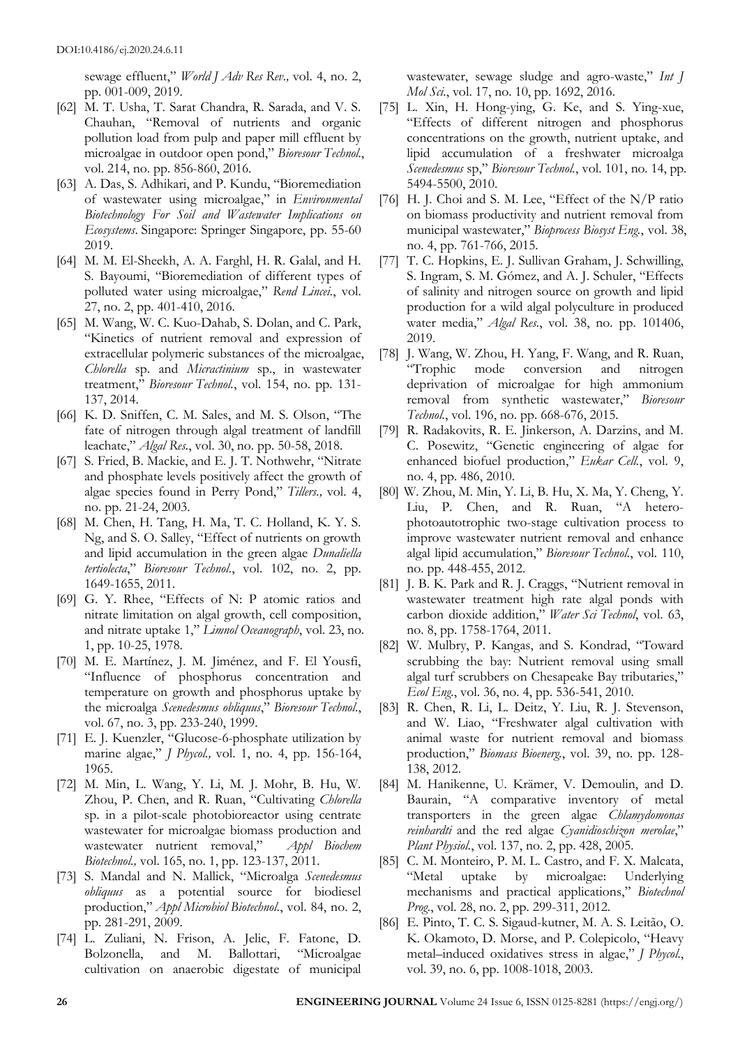sewage effluent," *World J Adv Res Rev.,* vol. 4, no. 2, pp. 001-009, 2019.

[62] M. T. Usha, T. Sarat Chandra, R. Sarada, and V. S. Chauhan, "Removal of nutrients and organic pollution load from pulp and paper mill effluent by microalgae in outdoor open pond," *Bioresour Technol.*, vol. 214, no. pp. 856-860, 2016.

[63] A. Das, S. Adhikari, and P. Kundu, "Bioremediation of wastewater using microalgae," in *Environmental Biotechnology For Soil and Wastewater Implications on Ecosystems*. Singapore: Springer Singapore, pp. 55-60 2019.

[64] M. M. El-Sheekh, A. A. Farghl, H. R. Galal, and H. S. Bayoumi, "Bioremediation of different types of polluted water using microalgae," *Rend Lincei.*, vol. 27, no. 2, pp. 401-410, 2016.

[65] M. Wang, W. C. Kuo-Dahab, S. Dolan, and C. Park, "Kinetics of nutrient removal and expression of extracellular polymeric substances of the microalgae, *Chlorella* sp. and *Micractinium* sp., in wastewater treatment," *Bioresour Technol.*, vol. 154, no. pp. 131-137, 2014.

[66] K. D. Sniffen, C. M. Sales, and M. S. Olson, "The fate of nitrogen through algal treatment of landfill leachate," *Algal Res.*, vol. 30, no. pp. 50-58, 2018.

[67] S. Fried, B. Mackie, and E. J. T. Nothwehr, "Nitrate and phosphate levels positively affect the growth of algae species found in Perry Pond," *Tillers.,* vol. 4, no. pp. 21-24, 2003.

[68] M. Chen, H. Tang, H. Ma, T. C. Holland, K. Y. S. Ng, and S. O. Salley, "Effect of nutrients on growth and lipid accumulation in the green algae *Dunaliella tertiolecta*," *Bioresour Technol.*, vol. 102, no. 2, pp. 1649-1655, 2011.

[69] G. Y. Rhee, "Effects of N: P atomic ratios and nitrate limitation on algal growth, cell composition, and nitrate uptake 1," *Limnol Oceanograph*, vol. 23, no. 1, pp. 10-25, 1978.

[70] M. E. Martínez, J. M. Jiménez, and F. El Yousfi, "Influence of phosphorus concentration and temperature on growth and phosphorus uptake by the microalga *Scenedesmus obliquus*," *Bioresour Technol.*, vol. 67, no. 3, pp. 233-240, 1999.

[71] E. J. Kuenzler, "Glucose-6-phosphate utilization by marine algae," *J Phycol.,* vol. 1, no. 4, pp. 156-164, 1965.

[72] M. Min, L. Wang, Y. Li, M. J. Mohr, B. Hu, W. Zhou, P. Chen, and R. Ruan, "Cultivating *Chlorella* sp. in a pilot-scale photobioreactor using centrate wastewater for microalgae biomass production and wastewater nutrient removal," *Appl Biochem Biotechnol.,* vol. 165, no. 1, pp. 123-137, 2011.

[73] S. Mandal and N. Mallick, "Microalga *Scenedesmus obliquus* as a potential source for biodiesel production," *Appl Microbiol Biotechnol.*, vol. 84, no. 2, pp. 281-291, 2009.

[74] L. Zuliani, N. Frison, A. Jelic, F. Fatone, D. Bolzonella, and M. Ballottari, "Microalgae cultivation on anaerobic digestate of municipal wastewater, sewage sludge and agro-waste," *Int J Mol Sci.*, vol. 17, no. 10, pp. 1692, 2016.

[75] L. Xin, H. Hong-ying, G. Ke, and S. Ying-xue, "Effects of different nitrogen and phosphorus concentrations on the growth, nutrient uptake, and lipid accumulation of a freshwater microalga *Scenedesmus* sp," *Bioresour Technol.*, vol. 101, no. 14, pp. 5494-5500, 2010.

[76] H. J. Choi and S. M. Lee, "Effect of the N/P ratio on biomass productivity and nutrient removal from municipal wastewater," *Bioprocess Biosyst Eng.*, vol. 38, no. 4, pp. 761-766, 2015.

[77] T. C. Hopkins, E. J. Sullivan Graham, J. Schwilling, S. Ingram, S. M. Gómez, and A. J. Schuler, "Effects of salinity and nitrogen source on growth and lipid production for a wild algal polyculture in produced water media," *Algal Res.*, vol. 38, no. pp. 101406, 2019.

[78] J. Wang, W. Zhou, H. Yang, F. Wang, and R. Ruan, "Trophic mode conversion and nitrogen deprivation of microalgae for high ammonium removal from synthetic wastewater," *Bioresour Technol.*, vol. 196, no. pp. 668-676, 2015.

[79] R. Radakovits, R. E. Jinkerson, A. Darzins, and M. C. Posewitz, "Genetic engineering of algae for enhanced biofuel production," *Eukar Cell.*, vol. 9, no. 4, pp. 486, 2010.

[80] W. Zhou, M. Min, Y. Li, B. Hu, X. Ma, Y. Cheng, Y. Liu, P. Chen, and R. Ruan, "A hetero-photoautotrophic two-stage cultivation process to improve wastewater nutrient removal and enhance algal lipid accumulation," *Bioresour Technol.*, vol. 110, no. pp. 448-455, 2012.

[81] J. B. K. Park and R. J. Craggs, "Nutrient removal in wastewater treatment high rate algal ponds with carbon dioxide addition," *Water Sci Technol*, vol. 63, no. 8, pp. 1758-1764, 2011.

[82] W. Mulbry, P. Kangas, and S. Kondrad, "Toward scrubbing the bay: Nutrient removal using small algal turf scrubbers on Chesapeake Bay tributaries," *Ecol Eng.*, vol. 36, no. 4, pp. 536-541, 2010.

[83] R. Chen, R. Li, L. Deitz, Y. Liu, R. J. Stevenson, and W. Liao, "Freshwater algal cultivation with animal waste for nutrient removal and biomass production," *Biomass Bioenerg.*, vol. 39, no. pp. 128-138, 2012.

[84] M. Hanikenne, U. Krämer, V. Demoulin, and D. Baurain, "A comparative inventory of metal transporters in the green algae *Chlamydomonas reinhardti* and the red algae *Cyanidioschizon merolae*," *Plant Physiol.*, vol. 137, no. 2, pp. 428, 2005.

[85] C. M. Monteiro, P. M. L. Castro, and F. X. Malcata, "Metal uptake by microalgae: Underlying mechanisms and practical applications," *Biotechnol Prog.*, vol. 28, no. 2, pp. 299-311, 2012.

[86] E. Pinto, T. C. S. Sigaud-kutner, M. A. S. Leitão, O. K. Okamoto, D. Morse, and P. Colepicolo, "Heavy metal–induced oxidatives stress in algae," *J Phycol.*, vol. 39, no. 6, pp. 1008-1018, 2003.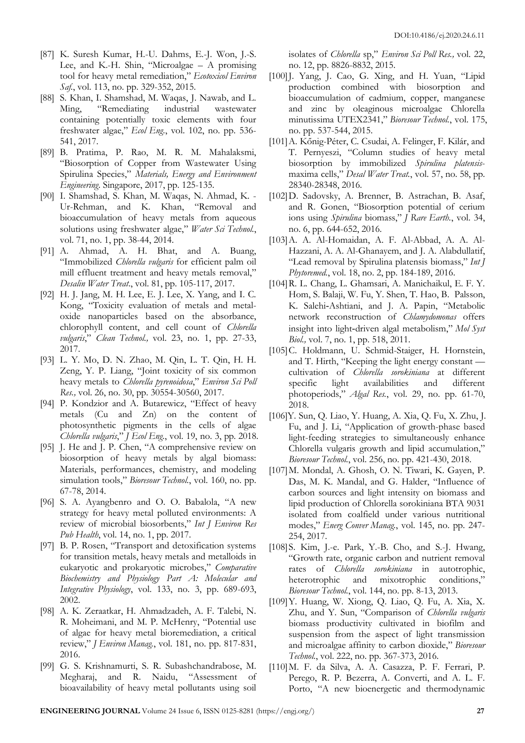[87] K. Suresh Kumar, H.-U. Dahms, E.-J. Won, J.-S. Lee, and K.-H. Shin, "Microalgae – A promising tool for heavy metal remediation," *Ecotoxicol Environ Saf.*, vol. 113, no. pp. 329-352, 2015.

[88] S. Khan, I. Shamshad, M. Waqas, J. Nawab, and L. Ming, "Remediating industrial wastewater containing potentially toxic elements with four freshwater algae," *Ecol Eng.*, vol. 102, no. pp. 536-541, 2017.

[89] B. Pratima, P. Rao, M. R. M. Mahalaksmi, "Biosorption of Copper from Wastewater Using Spirulina Species," *Materials, Energy and Environment Engineering*. Singapore, 2017, pp. 125-135.

[90] I. Shamshad, S. Khan, M. Waqas, N. Ahmad, K. -Ur-Rehman, and K. Khan, "Removal and bioaccumulation of heavy metals from aqueous solutions using freshwater algae," *Water Sci Technol.*, vol. 71, no. 1, pp. 38-44, 2014.

[91] A. Ahmad, A. H. Bhat, and A. Buang, "Immobilized *Chlorella vulgaris* for efficient palm oil mill effluent treatment and heavy metals removal," *Desalin Water Treat.*, vol. 81, pp. 105-117, 2017.

[92] H. J. Jang, M. H. Lee, E. J. Lee, X. Yang, and I. C. Kong, "Toxicity evaluation of metals and metal-oxide nanoparticles based on the absorbance, chlorophyll content, and cell count of *Chlorella vulgaris*," *Clean Technol.,* vol. 23, no. 1, pp. 27-33, 2017.

[93] L. Y. Mo, D. N. Zhao, M. Qin, L. T. Qin, H. H. Zeng, Y. P. Liang, "Joint toxicity of six common heavy metals to *Chlorella pyrenoidosa*," *Environ Sci Poll Res.,* vol. 26, no. 30, pp. 30554-30560, 2017.

[94] P. Kondzior and A. Butarewicz, "Effect of heavy metals (Cu and Zn) on the content of photosynthetic pigments in the cells of algae *Chlorella vulgaris*," *J Ecol Eng.*, vol. 19, no. 3, pp. 2018.

[95] J. He and J. P. Chen, "A comprehensive review on biosorption of heavy metals by algal biomass: Materials, performances, chemistry, and modeling simulation tools," *Bioresour Technol.*, vol. 160, no. pp. 67-78, 2014.

[96] S. A. Ayangbenro and O. O. Babalola, "A new strategy for heavy metal polluted environments: A review of microbial biosorbents," *Int J Environ Res Pub Health*, vol. 14, no. 1, pp. 2017.

[97] B. P. Rosen, "Transport and detoxification systems for transition metals, heavy metals and metalloids in eukaryotic and prokaryotic microbes," *Comparative Biochemistry and Physiology Part A: Molecular and Integrative Physiology*, vol. 133, no. 3, pp. 689-693, 2002.

[98] A. K. Zeraatkar, H. Ahmadzadeh, A. F. Talebi, N. R. Moheimani, and M. P. McHenry, "Potential use of algae for heavy metal bioremediation, a critical review," *J Environ Manag.*, vol. 181, no. pp. 817-831, 2016.

[99] G. S. Krishnamurti, S. R. Subashchandrabose, M. Megharaj, and R. Naidu, "Assessment of bioavailability of heavy metal pollutants using soil isolates of *Chlorella* sp," *Environ Sci Poll Res.,* vol. 22, no. 12, pp. 8826-8832, 2015.

[100] J. Yang, J. Cao, G. Xing, and H. Yuan, "Lipid production combined with biosorption and bioaccumulation of cadmium, copper, manganese and zinc by oleaginous microalgae Chlorella minutissima UTEX2341," *Bioresour Technol.*, vol. 175, no. pp. 537-544, 2015.

[101] A. Kőnig-Péter, C. Csudai, A. Felinger, F. Kilár, and T. Pernyeszi, "Column studies of heavy metal biosorption by immobilized *Spirulina platensis*-maxima cells," *Desal Water Treat.*, vol. 57, no. 58, pp. 28340-28348, 2016.

[102] D. Sadovsky, A. Brenner, B. Astrachan, B. Asaf, and R. Gonen, "Biosorption potential of cerium ions using *Spirulina* biomass," *J Rare Earth.*, vol. 34, no. 6, pp. 644-652, 2016.

[103] A. A. Al-Homaidan, A. F. Al-Abbad, A. A. Al-Hazzani, A. A. Al-Ghanayem, and J. A. Alabdullatif, "Lead removal by Spirulina platensis biomass," *Int J Phytoremed.*, vol. 18, no. 2, pp. 184-189, 2016.

[104] R. L. Chang, L. Ghamsari, A. Manichaikul, E. F. Y. Hom, S. Balaji, W. Fu, Y. Shen, T. Hao, B. Palsson, K. Salehi-Ashtiani, and J. A. Papin, "Metabolic network reconstruction of *Chlamydomonas* offers insight into light-driven algal metabolism," *Mol Syst Biol.,* vol. 7, no. 1, pp. 518, 2011.

[105] C. Holdmann, U. Schmid-Staiger, H. Hornstein, and T. Hirth, "Keeping the light energy constant — cultivation of *Chlorella sorokiniana* at different specific light availabilities and different photoperiods," *Algal Res.*, vol. 29, no. pp. 61-70, 2018.

[106] Y. Sun, Q. Liao, Y. Huang, A. Xia, Q. Fu, X. Zhu, J. Fu, and J. Li, "Application of growth-phase based light-feeding strategies to simultaneously enhance Chlorella vulgaris growth and lipid accumulation," *Bioresour Technol.*, vol. 256, no. pp. 421-430, 2018.

[107] M. Mondal, A. Ghosh, O. N. Tiwari, K. Gayen, P. Das, M. K. Mandal, and G. Halder, "Influence of carbon sources and light intensity on biomass and lipid production of Chlorella sorokiniana BTA 9031 isolated from coalfield under various nutritional modes," *Energ Conver Manag.*, vol. 145, no. pp. 247-254, 2017.

[108] S. Kim, J.-e. Park, Y.-B. Cho, and S.-J. Hwang, "Growth rate, organic carbon and nutrient removal rates of *Chlorella sorokiniana* in autotrophic, heterotrophic and mixotrophic conditions," *Bioresour Technol.*, vol. 144, no. pp. 8-13, 2013.

[109] Y. Huang, W. Xiong, Q. Liao, Q. Fu, A. Xia, X. Zhu, and Y. Sun, "Comparison of *Chlorella vulgaris* biomass productivity cultivated in biofilm and suspension from the aspect of light transmission and microalgae affinity to carbon dioxide," *Bioresour Technol.*, vol. 222, no. pp. 367-373, 2016.

[110] M. F. da Silva, A. A. Casazza, P. F. Ferrari, P. Perego, R. P. Bezerra, A. Converti, and A. L. F. Porto, "A new bioenergetic and thermodynamic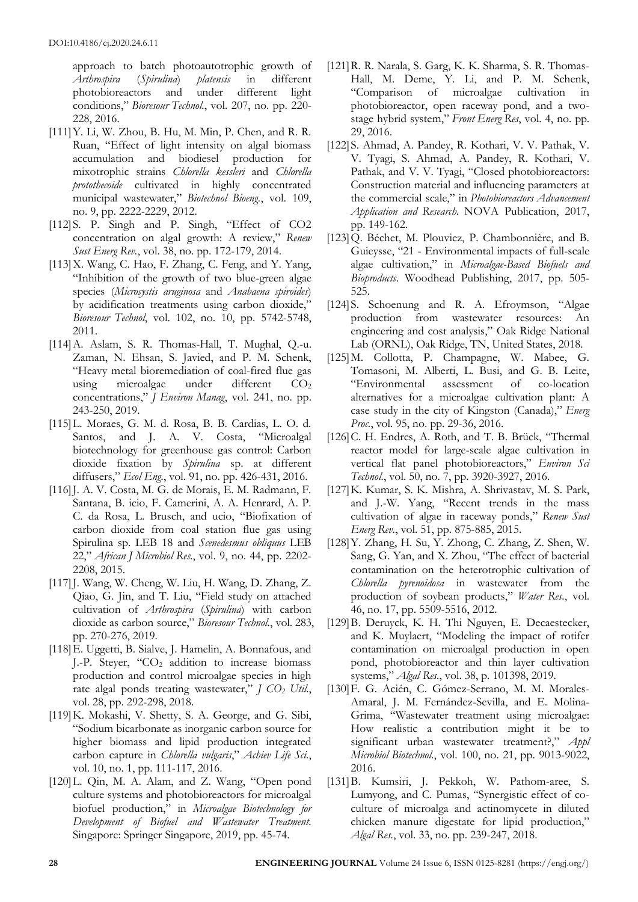approach to batch photoautotrophic growth of *Arthrospira* (*Spirulina*) *platensis* in different photobioreactors and under different light conditions," *Bioresour Technol.*, vol. 207, no. pp. 220-228, 2016.

[111] Y. Li, W. Zhou, B. Hu, M. Min, P. Chen, and R. R. Ruan, "Effect of light intensity on algal biomass accumulation and biodiesel production for mixotrophic strains *Chlorella kessleri* and *Chlorella protothecoide* cultivated in highly concentrated municipal wastewater," *Biotechnol Bioeng.*, vol. 109, no. 9, pp. 2222-2229, 2012.

[112] S. P. Singh and P. Singh, "Effect of CO2 concentration on algal growth: A review," *Renew Sust Energ Rev.*, vol. 38, no. pp. 172-179, 2014.

[113] X. Wang, C. Hao, F. Zhang, C. Feng, and Y. Yang, "Inhibition of the growth of two blue-green algae species (*Microsystis aruginosa* and *Anabaena spiroides*) by acidification treatments using carbon dioxide," *Bioresour Technol*, vol. 102, no. 10, pp. 5742-5748, 2011.

[114] A. Aslam, S. R. Thomas-Hall, T. Mughal, Q.-u. Zaman, N. Ehsan, S. Javied, and P. M. Schenk, "Heavy metal bioremediation of coal-fired flue gas using microalgae under different $CO_2$ concentrations," *J Environ Manag*, vol. 241, no. pp. 243-250, 2019.

[115] L. Moraes, G. M. d. Rosa, B. B. Cardias, L. O. d. Santos, and J. A. V. Costa, "Microalgal biotechnology for greenhouse gas control: Carbon dioxide fixation by *Spirulina* sp. at different diffusers," *Ecol Eng.*, vol. 91, no. pp. 426-431, 2016.

[116] J. A. V. Costa, M. G. de Morais, E. M. Radmann, F. Santana, B. icio, F. Camerini, A. A. Henrard, A. P. C. da Rosa, L. Brusch, and ucio, "Biofixation of carbon dioxide from coal station flue gas using Spirulina sp. LEB 18 and *Scenedesmus obliquus* LEB 22," *African J Microbiol Res.*, vol. 9, no. 44, pp. 2202-2208, 2015.

[117] J. Wang, W. Cheng, W. Liu, H. Wang, D. Zhang, Z. Qiao, G. Jin, and T. Liu, "Field study on attached cultivation of *Arthrospira* (*Spirulina*) with carbon dioxide as carbon source," *Bioresour Technol.*, vol. 283, pp. 270-276, 2019.

[118] E. Uggetti, B. Sialve, J. Hamelin, A. Bonnafous, and J.-P. Steyer, "$CO_2$ addition to increase biomass production and control microalgae species in high rate algal ponds treating wastewater," *J $CO_2$ Util.*, vol. 28, pp. 292-298, 2018.

[119] K. Mokashi, V. Shetty, S. A. George, and G. Sibi, "Sodium bicarbonate as inorganic carbon source for higher biomass and lipid production integrated carbon capture in *Chlorella vulgaris*," *Achiev Life Sci.*, vol. 10, no. 1, pp. 111-117, 2016.

[120] L. Qin, M. A. Alam, and Z. Wang, "Open pond culture systems and photobioreactors for microalgal biofuel production," in *Microalgae Biotechnology for Development of Biofuel and Wastewater Treatment.* Singapore: Springer Singapore, 2019, pp. 45-74.

[121] R. R. Narala, S. Garg, K. K. Sharma, S. R. Thomas-Hall, M. Deme, Y. Li, and P. M. Schenk, "Comparison of microalgae cultivation in photobioreactor, open raceway pond, and a two-stage hybrid system," *Front Energ Res*, vol. 4, no. pp. 29, 2016.

[122] S. Ahmad, A. Pandey, R. Kothari, V. V. Pathak, V. V. Tyagi, S. Ahmad, A. Pandey, R. Kothari, V. Pathak, and V. V. Tyagi, "Closed photobioreactors: Construction material and influencing parameters at the commercial scale," in *Photobioreactors Advancement Application and Research.* NOVA Publication, 2017, pp. 149-162.

[123] Q. Béchet, M. Plouviez, P. Chambonnière, and B. Guieysse, "21 - Environmental impacts of full-scale algae cultivation," in *Microalgae-Based Biofuels and Bioproducts*. Woodhead Publishing, 2017, pp. 505-525.

[124] S. Schoenung and R. A. Efroymson, "Algae production from wastewater resources: An engineering and cost analysis," Oak Ridge National Lab (ORNL), Oak Ridge, TN, United States, 2018.

[125] M. Collotta, P. Champagne, W. Mabee, G. Tomasoni, M. Alberti, L. Busi, and G. B. Leite, "Environmental assessment of co-location alternatives for a microalgae cultivation plant: A case study in the city of Kingston (Canada)," *Energ Proc.*, vol. 95, no. pp. 29-36, 2016.

[126] C. H. Endres, A. Roth, and T. B. Brück, "Thermal reactor model for large-scale algae cultivation in vertical flat panel photobioreactors," *Environ Sci Technol.*, vol. 50, no. 7, pp. 3920-3927, 2016.

[127] K. Kumar, S. K. Mishra, A. Shrivastav, M. S. Park, and J.-W. Yang, "Recent trends in the mass cultivation of algae in raceway ponds," *Renew Sust Energ Rev.*, vol. 51, pp. 875-885, 2015.

[128] Y. Zhang, H. Su, Y. Zhong, C. Zhang, Z. Shen, W. Sang, G. Yan, and X. Zhou, "The effect of bacterial contamination on the heterotrophic cultivation of *Chlorella pyrenoidosa* in wastewater from the production of soybean products," *Water Res.*, vol. 46, no. 17, pp. 5509-5516, 2012.

[129] B. Deruyck, K. H. Thi Nguyen, E. Decaestecker, and K. Muylaert, "Modeling the impact of rotifer contamination on microalgal production in open pond, photobioreactor and thin layer cultivation systems," *Algal Res.*, vol. 38, p. 101398, 2019.

[130] F. G. Acién, C. Gómez-Serrano, M. M. Morales-Amaral, J. M. Fernández-Sevilla, and E. Molina-Grima, "Wastewater treatment using microalgae: How realistic a contribution might it be to significant urban wastewater treatment?," *Appl Microbiol Biotechnol.*, vol. 100, no. 21, pp. 9013-9022, 2016.

[131] B. Kumsiri, J. Pekkoh, W. Pathom-aree, S. Lumyong, and C. Pumas, "Synergistic effect of co-culture of microalga and actinomycete in diluted chicken manure digestate for lipid production," *Algal Res.*, vol. 33, no. pp. 239-247, 2018.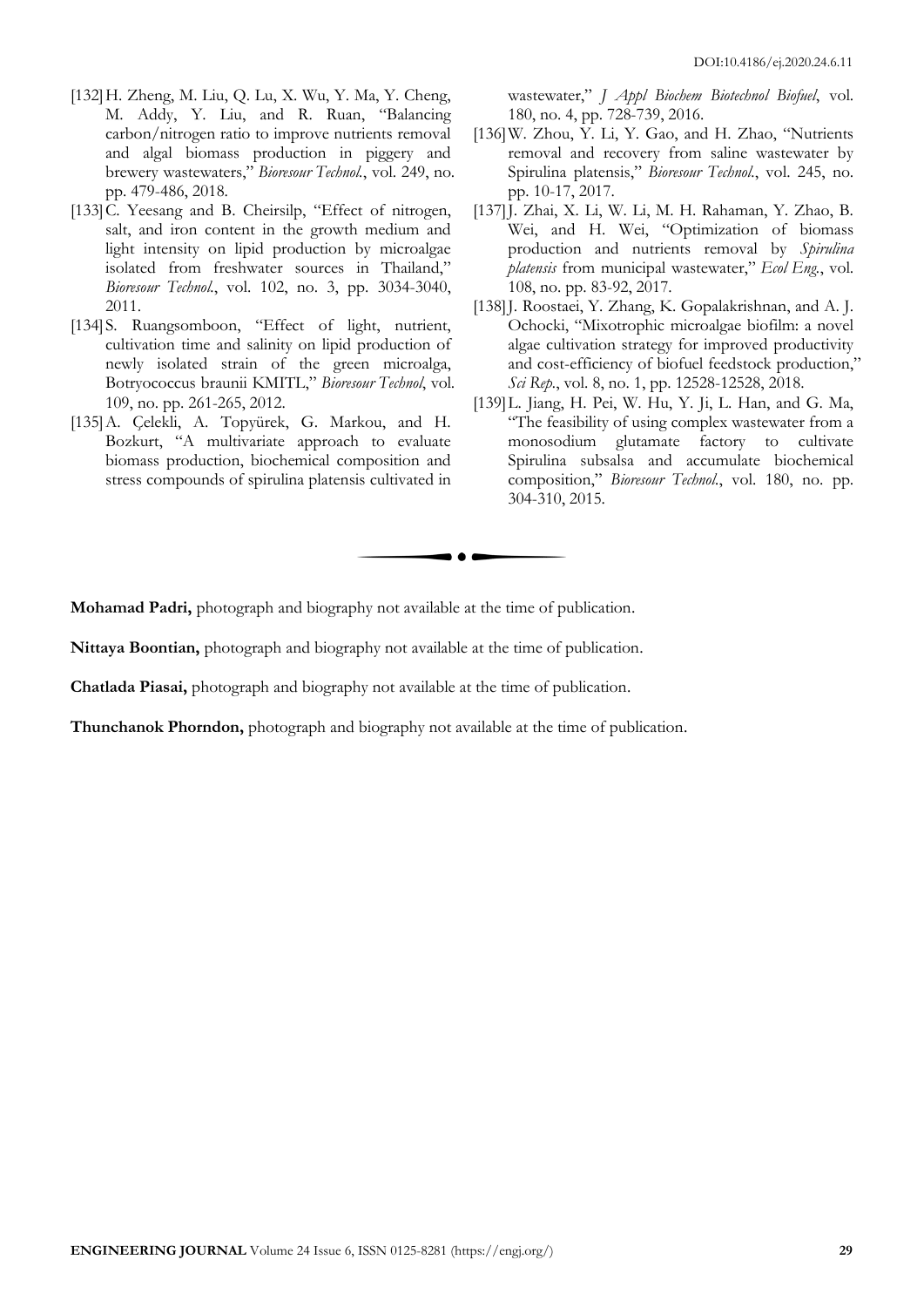[132] H. Zheng, M. Liu, Q. Lu, X. Wu, Y. Ma, Y. Cheng, M. Addy, Y. Liu, and R. Ruan, "Balancing carbon/nitrogen ratio to improve nutrients removal and algal biomass production in piggery and brewery wastewaters," *Bioresour Technol.*, vol. 249, no. pp. 479-486, 2018.

[133] C. Yeesang and B. Cheirsilp, "Effect of nitrogen, salt, and iron content in the growth medium and light intensity on lipid production by microalgae isolated from freshwater sources in Thailand," *Bioresour Technol.*, vol. 102, no. 3, pp. 3034-3040, 2011.

[134] S. Ruangsomboon, "Effect of light, nutrient, cultivation time and salinity on lipid production of newly isolated strain of the green microalga, Botryococcus braunii KMITL," *Bioresour Technol*, vol. 109, no. pp. 261-265, 2012.

[135] A. Çelekli, A. Topyürek, G. Markou, and H. Bozkurt, "A multivariate approach to evaluate biomass production, biochemical composition and stress compounds of spirulina platensis cultivated in wastewater," *J Appl Biochem Biotechnol Biofuel*, vol. 180, no. 4, pp. 728-739, 2016.

[136] W. Zhou, Y. Li, Y. Gao, and H. Zhao, "Nutrients removal and recovery from saline wastewater by Spirulina platensis," *Bioresour Technol.*, vol. 245, no. pp. 10-17, 2017.

[137] J. Zhai, X. Li, W. Li, M. H. Rahaman, Y. Zhao, B. Wei, and H. Wei, "Optimization of biomass production and nutrients removal by *Spirulina platensis* from municipal wastewater," *Ecol Eng.*, vol. 108, no. pp. 83-92, 2017.

[138] J. Roostaei, Y. Zhang, K. Gopalakrishnan, and A. J. Ochocki, "Mixotrophic microalgae biofilm: a novel algae cultivation strategy for improved productivity and cost-efficiency of biofuel feedstock production," *Sci Rep.*, vol. 8, no. 1, pp. 12528-12528, 2018.

[139] L. Jiang, H. Pei, W. Hu, Y. Ji, L. Han, and G. Ma, "The feasibility of using complex wastewater from a monosodium glutamate factory to cultivate Spirulina subsalsa and accumulate biochemical composition," *Bioresour Technol.*, vol. 180, no. pp. 304-310, 2015.

**Mohamad Padri,** photograph and biography not available at the time of publication.

**Nittaya Boontian,** photograph and biography not available at the time of publication.

**Chatlada Piasai,** photograph and biography not available at the time of publication.

**Thunchanok Phorndon,** photograph and biography not available at the time of publication.